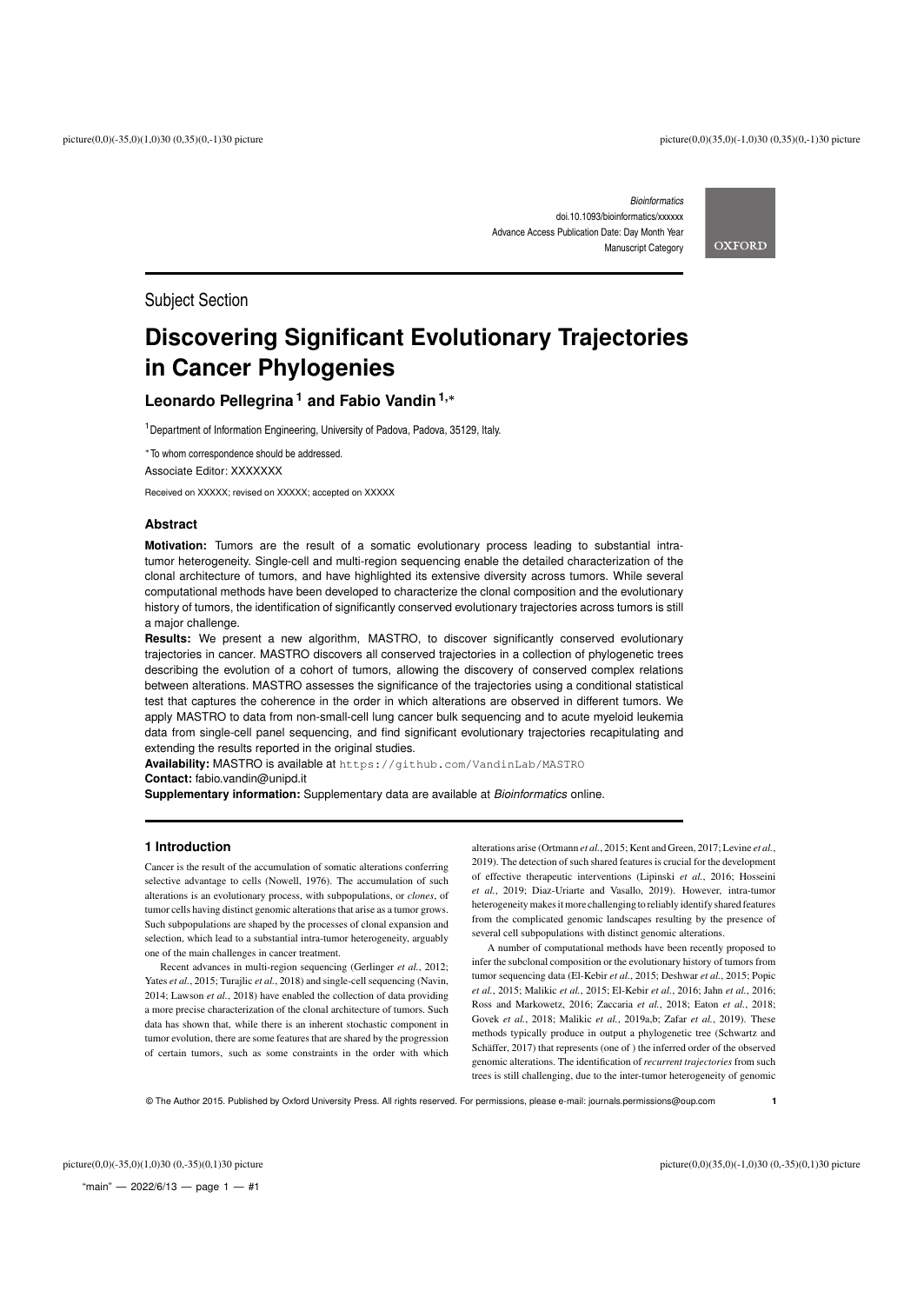Subject Section

# Discovering Significant Evolutionary Trajectories in Cancer Phylogenies

**Leonardo Pellegrina[1] and Fabio Vandin[1,*]**

[1]Department of Information Engineering, University of Padova, Padova, 35129, Italy.

*To whom correspondence should be addressed.

Associate Editor: XXXXXXX

Received on XXXXX; revised on XXXXX; accepted on XXXXX

## Abstract

**Motivation:** Tumors are the result of a somatic evolutionary process leading to substantial intra-tumor heterogeneity. Single-cell and multi-region sequencing enable the detailed characterization of the clonal architecture of tumors, and have highlighted its extensive diversity across tumors. While several computational methods have been developed to characterize the clonal composition and the evolutionary history of tumors, the identification of significantly conserved evolutionary trajectories across tumors is still a major challenge.

**Results:** We present a new algorithm, MASTRO, to discover significantly conserved evolutionary trajectories in cancer. MASTRO discovers all conserved trajectories in a collection of phylogenetic trees describing the evolution of a cohort of tumors, allowing the discovery of conserved complex relations between alterations. MASTRO assesses the significance of the trajectories using a conditional statistical test that captures the coherence in the order in which alterations are observed in different tumors. We apply MASTRO to data from non-small-cell lung cancer bulk sequencing and to acute myeloid leukemia data from single-cell panel sequencing, and find significant evolutionary trajectories recapitulating and extending the results reported in the original studies.

**Availability:** MASTRO is available at `https://github.com/VandinLab/MASTRO`

**Contact:** fabio.vandin@unipd.it

**Supplementary information:** Supplementary data are available at *Bioinformatics* online.

## 1 Introduction

Cancer is the result of the accumulation of somatic alterations conferring selective advantage to cells (Nowell, 1976). The accumulation of such alterations is an evolutionary process, with subpopulations, or *clones*, of tumor cells having distinct genomic alterations that arise as a tumor grows. Such subpopulations are shaped by the processes of clonal expansion and selection, which lead to a substantial intra-tumor heterogeneity, arguably one of the main challenges in cancer treatment.

Recent advances in multi-region sequencing (Gerlinger *et al.*, 2012; Yates *et al.*, 2015; Turajlic *et al.*, 2018) and single-cell sequencing (Navin, 2014; Lawson *et al.*, 2018) have enabled the collection of data providing a more precise characterization of the clonal architecture of tumors. Such data has shown that, while there is an inherent stochastic component in tumor evolution, there are some features that are shared by the progression of certain tumors, such as some constraints in the order with which alterations arise (Ortmann *et al.*, 2015; Kent and Green, 2017; Levine *et al.*, 2019). The detection of such shared features is crucial for the development of effective therapeutic interventions (Lipinski *et al.*, 2016; Hosseini *et al.*, 2019; Diaz-Uriarte and Vasallo, 2019). However, intra-tumor heterogeneity makes it more challenging to reliably identify shared features from the complicated genomic landscapes resulting by the presence of several cell subpopulations with distinct genomic alterations.

A number of computational methods have been recently proposed to infer the subclonal composition or the evolutionary history of tumors from tumor sequencing data (El-Kebir *et al.*, 2015; Deshwar *et al.*, 2015; Popic *et al.*, 2015; Malikic *et al.*, 2015; El-Kebir *et al.*, 2016; Jahn *et al.*, 2016; Ross and Markowetz, 2016; Zaccaria *et al.*, 2018; Eaton *et al.*, 2018; Govek *et al.*, 2018; Malikic *et al.*, 2019a,b; Zafar *et al.*, 2019). These methods typically produce in output a phylogenetic tree (Schwartz and Schäffer, 2017) that represents (one of ) the inferred order of the observed genomic alterations. The identification of *recurrent trajectories* from such trees is still challenging, due to the inter-tumor heterogeneity of genomic

© The Author 2015. Published by Oxford University Press. All rights reserved. For permissions, please e-mail: journals.permissions@oup.com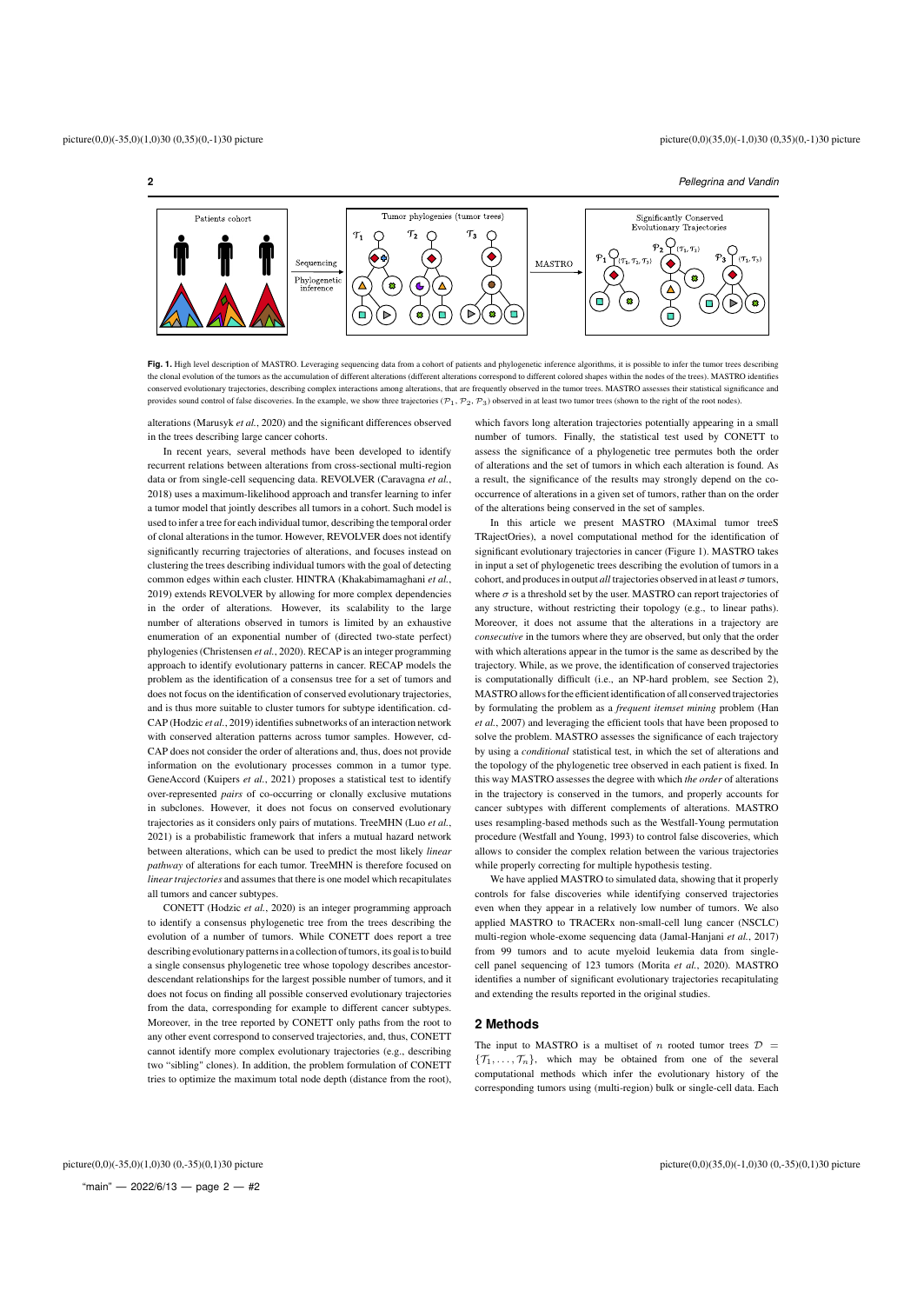**Fig. 1.** High level description of MASTRO. Leveraging sequencing data from a cohort of patients and phylogenetic inference algorithms, it is possible to infer the tumor trees describing the clonal evolution of the tumors as the accumulation of different alterations (different alterations correspond to different colored shapes within the nodes of the trees). MASTRO identifies conserved evolutionary trajectories, describing complex interactions among alterations, that are frequently observed in the tumor trees. MASTRO assesses their statistical significance and provides sound control of false discoveries. In the example, we show three trajectories ($\mathcal{P}_1$, $\mathcal{P}_2$, $\mathcal{P}_3$) observed in at least two tumor trees (shown to the right of the root nodes).

alterations (Marusyk *et al.*, 2020) and the significant differences observed in the trees describing large cancer cohorts.

In recent years, several methods have been developed to identify recurrent relations between alterations from cross-sectional multi-region data or from single-cell sequencing data. REVOLVER (Caravagna *et al.*, 2018) uses a maximum-likelihood approach and transfer learning to infer a tumor model that jointly describes all tumors in a cohort. Such model is used to infer a tree for each individual tumor, describing the temporal order of clonal alterations in the tumor. However, REVOLVER does not identify significantly recurring trajectories of alterations, and focuses instead on clustering the trees describing individual tumors with the goal of detecting common edges within each cluster. HINTRA (Khakabimamaghani *et al.*, 2019) extends REVOLVER by allowing for more complex dependencies in the order of alterations. However, its scalability to the large number of alterations observed in tumors is limited by an exhaustive enumeration of an exponential number of (directed two-state perfect) phylogenies (Christensen *et al.*, 2020). RECAP is an integer programming approach to identify evolutionary patterns in cancer. RECAP models the problem as the identification of a consensus tree for a set of tumors and does not focus on the identification of conserved evolutionary trajectories, and is thus more suitable to cluster tumors for subtype identification. cd-CAP (Hodzic *et al.*, 2019) identifies subnetworks of an interaction network with conserved alteration patterns across tumor samples. However, cd-CAP does not consider the order of alterations and, thus, does not provide information on the evolutionary processes common in a tumor type. GeneAccord (Kuipers *et al.*, 2021) proposes a statistical test to identify over-represented *pairs* of co-occurring or clonally exclusive mutations in subclones. However, it does not focus on conserved evolutionary trajectories as it considers only pairs of mutations. TreeMHN (Luo *et al.*, 2021) is a probabilistic framework that infers a mutual hazard network between alterations, which can be used to predict the most likely *linear pathway* of alterations for each tumor. TreeMHN is therefore focused on *linear trajectories* and assumes that there is one model which recapitulates all tumors and cancer subtypes.

CONETT (Hodzic *et al.*, 2020) is an integer programming approach to identify a consensus phylogenetic tree from the trees describing the evolution of a number of tumors. While CONETT does report a tree describing evolutionary patterns in a collection of tumors, its goal is to build a single consensus phylogenetic tree whose topology describes ancestor-descendant relationships for the largest possible number of tumors, and it does not focus on finding all possible conserved evolutionary trajectories from the data, corresponding for example to different cancer subtypes. Moreover, in the tree reported by CONETT only paths from the root to any other event correspond to conserved trajectories, and, thus, CONETT cannot identify more complex evolutionary trajectories (e.g., describing two "sibling" clones). In addition, the problem formulation of CONETT tries to optimize the maximum total node depth (distance from the root), which favors long alteration trajectories potentially appearing in a small number of tumors. Finally, the statistical test used by CONETT to assess the significance of a phylogenetic tree permutes both the order of alterations and the set of tumors in which each alteration is found. As a result, the significance of the results may strongly depend on the co-occurrence of alterations in a given set of tumors, rather than on the order of the alterations being conserved in the set of samples.

In this article we present MASTRO (MAximal tumor treeS TRajectOries), a novel computational method for the identification of significant evolutionary trajectories in cancer (Figure 1). MASTRO takes in input a set of phylogenetic trees describing the evolution of tumors in a cohort, and produces in output *all* trajectories observed in at least $\sigma$ tumors, where $\sigma$ is a threshold set by the user. MASTRO can report trajectories of any structure, without restricting their topology (e.g., to linear paths). Moreover, it does not assume that the alterations in a trajectory are *consecutive* in the tumors where they are observed, but only that the order with which alterations appear in the tumor is the same as described by the trajectory. While, as we prove, the identification of conserved trajectories is computationally difficult (i.e., an NP-hard problem, see Section 2), MASTRO allows for the efficient identification of all conserved trajectories by formulating the problem as a *frequent itemset mining* problem (Han *et al.*, 2007) and leveraging the efficient tools that have been proposed to solve the problem. MASTRO assesses the significance of each trajectory by using a *conditional* statistical test, in which the set of alterations and the topology of the phylogenetic tree observed in each patient is fixed. In this way MASTRO assesses the degree with which *the order* of alterations in the trajectory is conserved in the tumors, and properly accounts for cancer subtypes with different complements of alterations. MASTRO uses resampling-based methods such as the Westfall-Young permutation procedure (Westfall and Young, 1993) to control false discoveries, which allows to consider the complex relation between the various trajectories while properly correcting for multiple hypothesis testing.

We have applied MASTRO to simulated data, showing that it properly controls for false discoveries while identifying conserved trajectories even when they appear in a relatively low number of tumors. We also applied MASTRO to TRACERx non-small-cell lung cancer (NSCLC) multi-region whole-exome sequencing data (Jamal-Hanjani *et al.*, 2017) from 99 tumors and to acute myeloid leukemia data from single-cell panel sequencing of 123 tumors (Morita *et al.*, 2020). MASTRO identifies a number of significant evolutionary trajectories recapitulating and extending the results reported in the original studies.

## 2 Methods

The input to MASTRO is a multiset of $n$ rooted tumor trees $\mathcal{D} = \{\mathcal{T}_1, \ldots, \mathcal{T}_n\}$, which may be obtained from one of the several computational methods which infer the evolutionary history of the corresponding tumors using (multi-region) bulk or single-cell data. Each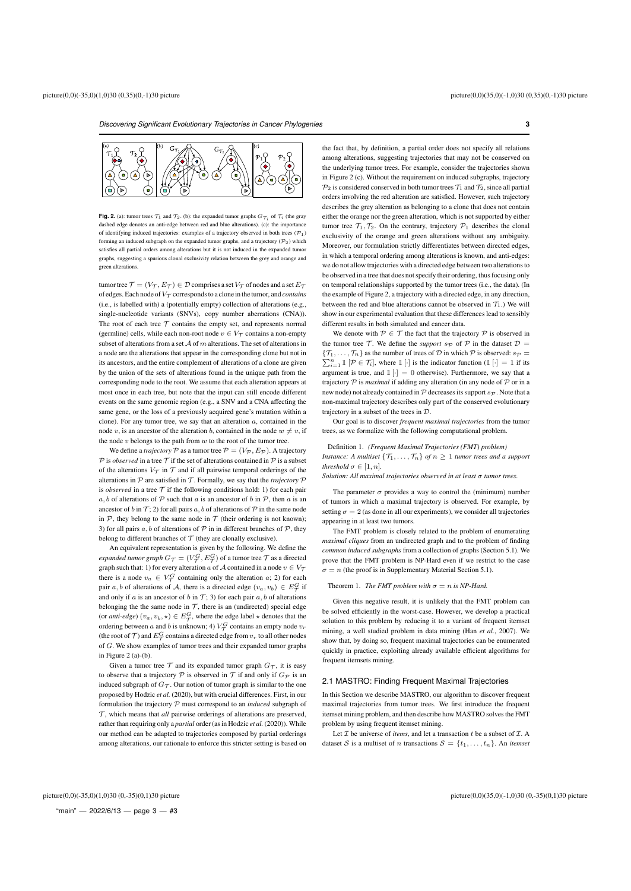**Fig. 2.** (a): tumor trees $\mathcal{T}_1$ and $\mathcal{T}_2$. (b): the expanded tumor graphs $G_{\mathcal{T}_i}$ of $\mathcal{T}_i$ (the gray dashed edge denotes an anti-edge between red and blue alterations). (c): the importance of identifying induced trajectories: examples of a trajectory observed in both trees ($\mathcal{P}_1$) forming an induced subgraph on the expanded tumor graphs, and a trajectory ($\mathcal{P}_2$) which satisfies all partial orders among alterations but it is not induced in the expanded tumor graphs, suggesting a spurious clonal exclusivity relation between the grey and orange and green alterations.

tumor tree $\mathcal{T} = (V_\mathcal{T}, E_\mathcal{T}) \in \mathcal{D}$ comprises a set $V_\mathcal{T}$ of nodes and a set $E_\mathcal{T}$ of edges. Each node of $V_\mathcal{T}$ corresponds to a clone in the tumor, and *contains* (i.e., is labelled with) a (potentially empty) collection of alterations (e.g., single-nucleotide variants (SNVs), copy number aberrations (CNA)). The root of each tree $\mathcal{T}$ contains the empty set, and represents normal (germline) cells, while each non-root node $v \in V_\mathcal{T}$ contains a non-empty subset of alterations from a set $\mathcal{A}$ of $m$ alterations. The set of alterations in a node are the alterations that appear in the corresponding clone but not in its ancestors, and the entire complement of alterations of a clone are given by the union of the sets of alterations found in the unique path from the corresponding node to the root. We assume that each alteration appears at most once in each tree, but note that the input can still encode different events on the same genomic region (e.g., a SNV and a CNA affecting the same gene, or the loss of a previously acquired gene's mutation within a clone). For any tumor tree, we say that an alteration $a$, contained in the node $v$, is an ancestor of the alteration $b$, contained in the node $w \neq v$, if the node $v$ belongs to the path from $w$ to the root of the tumor tree.

We define a *trajectory* $\mathcal{P}$ as a tumor tree $\mathcal{P} = (V_\mathcal{P}, E_\mathcal{P})$. A trajectory $\mathcal{P}$ is *observed* in a tree $\mathcal{T}$ if the set of alterations contained in $\mathcal{P}$ is a subset of the alterations $V_\mathcal{T}$ in $\mathcal{T}$ and if all pairwise temporal orderings of the alterations in $\mathcal{P}$ are satisfied in $\mathcal{T}$. Formally, we say that the *trajectory* $\mathcal{P}$ is *observed* in a tree $\mathcal{T}$ if the following conditions hold: 1) for each pair $a, b$ of alterations of $\mathcal{P}$ such that $a$ is an ancestor of $b$ in $\mathcal{P}$, then $a$ is an ancestor of $b$ in $\mathcal{T}$; 2) for all pairs $a, b$ of alterations of $\mathcal{P}$ in the same node in $\mathcal{P}$, they belong to the same node in $\mathcal{T}$ (their ordering is not known); 3) for all pairs $a, b$ of alterations of $\mathcal{P}$ in different branches of $\mathcal{P}$, they belong to different branches of $\mathcal{T}$ (they are clonally exclusive).

An equivalent representation is given by the following. We define the *expanded tumor graph* $G_\mathcal{T} = (V^G_\mathcal{T}, E^G_\mathcal{T})$ of a tumor tree $\mathcal{T}$ as a directed graph such that: 1) for every alteration $a$ of $\mathcal{A}$ contained in a node $v \in V_\mathcal{T}$ there is a node $v_a \in V^G_\mathcal{T}$ containing only the alteration $a$; 2) for each pair $a, b$ of alterations of $\mathcal{A}$, there is a directed edge $(v_a, v_b) \in E^G_\mathcal{T}$ if and only if $a$ is an ancestor of $b$ in $\mathcal{T}$; 3) for each pair $a, b$ of alterations belonging the the same node in $\mathcal{T}$, there is an (undirected) special edge (or *anti-edge*) $(v_a, v_b, \star) \in E^G_\mathcal{T}$, where the edge label $\star$ denotes that the ordering between $a$ and $b$ is unknown; 4) $V^G_\mathcal{T}$ contains an empty node $v_r$ (the root of $\mathcal{T}$) and $E^G_\mathcal{T}$ contains a directed edge from $v_r$ to all other nodes of $G$. We show examples of tumor trees and their expanded tumor graphs in Figure 2 (a)-(b).

Given a tumor tree $\mathcal{T}$ and its expanded tumor graph $G_\mathcal{T}$, it is easy to observe that a trajectory $\mathcal{P}$ is observed in $\mathcal{T}$ if and only if $G_\mathcal{P}$ is an induced subgraph of $G_\mathcal{T}$. Our notion of tumor graph is similar to the one proposed by Hodzic *et al.* (2020), but with crucial differences. First, in our formulation the trajectory $\mathcal{P}$ must correspond to an *induced* subgraph of $\mathcal{T}$, which means that *all* pairwise orderings of alterations are preserved, rather than requiring only a *partial* order (as in Hodzic *et al.* (2020)). While our method can be adapted to trajectories composed by partial orderings among alterations, our rationale to enforce this stricter setting is based on the fact that, by definition, a partial order does not specify all relations among alterations, suggesting trajectories that may not be conserved on the underlying tumor trees. For example, consider the trajectories shown in Figure 2 (c). Without the requirement on induced subgraphs, trajectory $\mathcal{P}_2$ is considered conserved in both tumor trees $\mathcal{T}_1$ and $\mathcal{T}_2$, since all partial orders involving the red alteration are satisfied. However, such trajectory describes the grey alteration as belonging to a clone that does not contain either the orange nor the green alteration, which is not supported by either tumor tree $\mathcal{T}_1, \mathcal{T}_2$. On the contrary, trajectory $\mathcal{P}_1$ describes the clonal exclusivity of the orange and green alterations without any ambiguity. Moreover, our formulation strictly differentiates between directed edges, in which a temporal ordering among alterations is known, and anti-edges: we do not allow trajectories with a directed edge between two alterations to be observed in a tree that does not specify their ordering, thus focusing only on temporal relationships supported by the tumor trees (i.e., the data). (In the example of Figure 2, a trajectory with a directed edge, in any direction, between the red and blue alterations cannot be observed in $\mathcal{T}_1$.) We will show in our experimental evaluation that these differences lead to sensibly different results in both simulated and cancer data.

We denote with $\mathcal{P} \in \mathcal{T}$ the fact that the trajectory $\mathcal{P}$ is observed in the tumor tree $\mathcal{T}$. We define the *support* $s_\mathcal{P}$ of $\mathcal{P}$ in the dataset $\mathcal{D} = \{\mathcal{T}_1, \ldots, \mathcal{T}_n\}$ as the number of trees of $\mathcal{D}$ in which $\mathcal{P}$ is observed: $s_\mathcal{P} = \sum_{i=1}^{n} \mathbb{1}[\mathcal{P} \in \mathcal{T}_i]$, where $\mathbb{1}[\cdot]$ is the indicator function ($\mathbb{1}[\cdot] = 1$ if its argument is true, and $\mathbb{1}[\cdot] = 0$ otherwise). Furthermore, we say that a trajectory $\mathcal{P}$ is *maximal* if adding any alteration (in any node of $\mathcal{P}$ or in a new node) not already contained in $\mathcal{P}$ decreases its support $s_\mathcal{P}$. Note that a non-maximal trajectory describes only part of the conserved evolutionary trajectory in a subset of the trees in $\mathcal{D}$.

Our goal is to discover *frequent maximal trajectories* from the tumor trees, as we formalize with the following computational problem.

Definition 1. *(Frequent Maximal Trajectories (FMT) problem) Instance: A multiset $\{\mathcal{T}_1, \ldots, \mathcal{T}_n\}$ of $n \geq 1$ tumor trees and a support threshold $\sigma \in [1, n]$.*
*Solution: All maximal trajectories observed in at least $\sigma$ tumor trees.*

The parameter $\sigma$ provides a way to control the (minimum) number of tumors in which a maximal trajectory is observed. For example, by setting $\sigma = 2$ (as done in all our experiments), we consider all trajectories appearing in at least two tumors.

The FMT problem is closely related to the problem of enumerating *maximal cliques* from an undirected graph and to the problem of finding *common induced subgraphs* from a collection of graphs (Section 5.1). We prove that the FMT problem is NP-Hard even if we restrict to the case $\sigma = n$ (the proof is in Supplementary Material Section 5.1).

Theorem 1. *The FMT problem with $\sigma = n$ is NP-Hard.*

Given this negative result, it is unlikely that the FMT problem can be solved efficiently in the worst-case. However, we develop a practical solution to this problem by reducing it to a variant of frequent itemset mining, a well studied problem in data mining (Han *et al.*, 2007). We show that, by doing so, frequent maximal trajectories can be enumerated quickly in practice, exploiting already available efficient algorithms for frequent itemsets mining.

## 2.1 MASTRO: Finding Frequent Maximal Trajectories

In this Section we describe MASTRO, our algorithm to discover frequent maximal trajectories from tumor trees. We first introduce the frequent itemset mining problem, and then describe how MASTRO solves the FMT problem by using frequent itemset mining.

Let $\mathcal{I}$ be universe of *items*, and let a transaction $t$ be a subset of $\mathcal{I}$. A dataset $\mathcal{S}$ is a multiset of $n$ transactions $\mathcal{S} = \{t_1, \ldots, t_n\}$. An *itemset*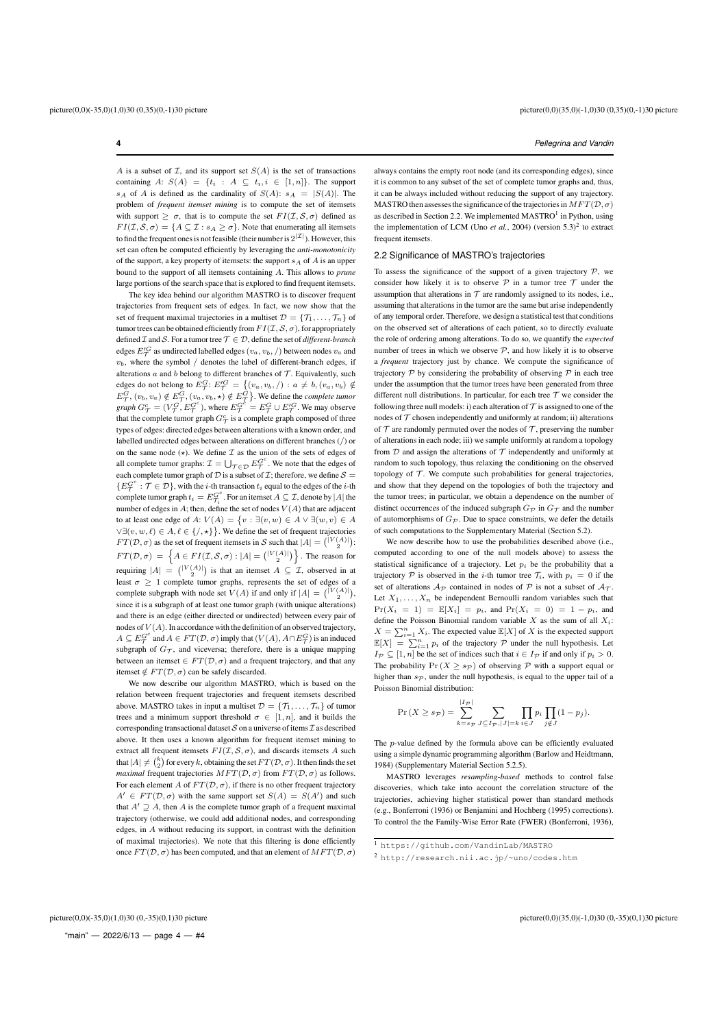$A$ is a subset of $\mathcal{I}$, and its support set $S(A)$ is the set of transactions containing $A$: $S(A) = \{t_i : A \subseteq t_i, i \in [1, n]\}$. The support $s_A$ of $A$ is defined as the cardinality of $S(A)$: $s_A = |S(A)|$. The problem of *frequent itemset mining* is to compute the set of itemsets with support $\geq \sigma$, that is to compute the set $FI(\mathcal{I}, \mathcal{S}, \sigma)$ defined as $FI(\mathcal{I}, \mathcal{S}, \sigma) = \{A \subseteq \mathcal{I} : s_A \geq \sigma\}$. Note that enumerating all itemsets to find the frequent ones is not feasible (their number is $2^{|\mathcal{I}|}$). However, this set can often be computed efficiently by leveraging the *anti-monotonicity* of the support, a key property of itemsets: the support $s_A$ of $A$ is an upper bound to the support of all itemsets containing $A$. This allows to *prune* large portions of the search space that is explored to find frequent itemsets.

The key idea behind our algorithm MASTRO is to discover frequent trajectories from frequent sets of edges. In fact, we now show that the set of frequent maximal trajectories in a multiset $\mathcal{D} = \{\mathcal{T}_1, \ldots, \mathcal{T}_n\}$ of tumor trees can be obtained efficiently from $FI(\mathcal{I}, \mathcal{S}, \sigma)$, for appropriately defined $\mathcal{I}$ and $\mathcal{S}$. For a tumor tree $\mathcal{T} \in \mathcal{D}$, define the set of *different-branch* edges $E'^{G}_{\mathcal{T}}$ as undirected labelled edges $(v_a, v_b, /)$ between nodes $v_a$ and $v_b$, where the symbol $/$ denotes the label of different-branch edges, if alterations $a$ and $b$ belong to different branches of $\mathcal{T}$. Equivalently, such edges do not belong to $E^G_{\mathcal{T}}$: $E'^G_{\mathcal{T}} = \{(v_a, v_b, /) : a \neq b, (v_a, v_b) \notin E^G_{\mathcal{T}}, (v_b, v_a) \notin E^G_{\mathcal{T}}, (v_a, v_b, \star) \notin E^G_{\mathcal{T}}\}$. We define the *complete tumor graph* $G^c_{\mathcal{T}} = (V^G_{\mathcal{T}}, E^{G^c}_{\mathcal{T}})$, where $E^{G^c}_{\mathcal{T}} = E^G_{\mathcal{T}} \cup E'^G_{\mathcal{T}}$. We may observe that the complete tumor graph $G^c_{\mathcal{T}}$ is a complete graph composed of three types of edges: directed edges between alterations with a known order, and labelled undirected edges between alterations on different branches ($/$) or on the same node ($\star$). We define $\mathcal{I}$ as the union of the sets of edges of all complete tumor graphs: $\mathcal{I} = \bigcup_{\mathcal{T} \in \mathcal{D}} E^{G^c}_{\mathcal{T}}$. We note that the edges of each complete tumor graph of $\mathcal{D}$ is a subset of $\mathcal{I}$; therefore, we define $\mathcal{S} = \{E^{G^c}_{\mathcal{T}} : \mathcal{T} \in \mathcal{D}\}$, with the $i$-th transaction $t_i$ equal to the edges of the $i$-th complete tumor graph $t_i = E^{G^c}_{\mathcal{T}_i}$. For an itemset $A \subseteq \mathcal{I}$, denote by $|A|$ the number of edges in $A$; then, define the set of nodes $V(A)$ that are adjacent to at least one edge of $A$: $V(A) = \{v : \exists (v, w) \in A \vee \exists (w, v) \in A \vee \exists (v, w, \ell) \in A, \ell \in \{/, \star\}\}$. We define the set of frequent trajectories $FT(\mathcal{D}, \sigma)$ as the set of frequent itemsets in $\mathcal{S}$ such that $|A| = \binom{|V(A)|}{2}$: $FT(\mathcal{D}, \sigma) = \left\{A \in FI(\mathcal{I}, \mathcal{S}, \sigma) : |A| = \binom{|V(A)|}{2}\right\}$. The reason for requiring $|A| = \binom{|V(A)|}{2}$ is that an itemset $A \subseteq \mathcal{I}$, observed in at least $\sigma \geq 1$ complete tumor graphs, represents the set of edges of a complete subgraph with node set $V(A)$ if and only if $|A| = \binom{|V(A)|}{2}$, since it is a subgraph of at least one tumor graph (with unique alterations) and there is an edge (either directed or undirected) between every pair of nodes of $V(A)$. In accordance with the definition of an observed trajectory, $A \subseteq E^{G^c}_{\mathcal{T}}$ and $A \in FT(\mathcal{D}, \sigma)$ imply that $(V(A), A \cap E^G_{\mathcal{T}})$ is an induced subgraph of $G_{\mathcal{T}}$, and viceversa; therefore, there is a unique mapping between an itemset $\in FT(\mathcal{D}, \sigma)$ and a frequent trajectory, and that any itemset $\notin FT(\mathcal{D}, \sigma)$ can be safely discarded.

We now describe our algorithm MASTRO, which is based on the relation between frequent trajectories and frequent itemsets described above. MASTRO takes in input a multiset $\mathcal{D} = \{\mathcal{T}_1, \ldots, \mathcal{T}_n\}$ of tumor trees and a minimum support threshold $\sigma \in [1, n]$, and it builds the corresponding transactional dataset $\mathcal{S}$ on a universe of items $\mathcal{I}$ as described above. It then uses a known algorithm for frequent itemset mining to extract all frequent itemsets $FI(\mathcal{I}, \mathcal{S}, \sigma)$, and discards itemsets $A$ such that $|A| \neq \binom{k}{2}$ for every $k$, obtaining the set $FT(\mathcal{D}, \sigma)$. It then finds the set *maximal* frequent trajectories $MFT(\mathcal{D}, \sigma)$ from $FT(\mathcal{D}, \sigma)$ as follows. For each element $A$ of $FT(\mathcal{D}, \sigma)$, if there is no other frequent trajectory $A' \in FT(\mathcal{D}, \sigma)$ with the same support set $S(A) = S(A')$ and such that $A' \supseteq A$, then $A$ is the complete tumor graph of a frequent maximal trajectory (otherwise, we could add additional nodes, and corresponding edges, in $A$ without reducing its support, in contrast with the definition of maximal trajectories). We note that this filtering is done efficiently once $FT(\mathcal{D}, \sigma)$ has been computed, and that an element of $MFT(\mathcal{D}, \sigma)$ always contains the empty root node (and its corresponding edges), since it is common to any subset of the set of complete tumor graphs and, thus, it can be always included without reducing the support of any trajectory. MASTRO then assesses the significance of the trajectories in $MFT(\mathcal{D}, \sigma)$ as described in Section 2.2. We implemented MASTRO[1] in Python, using the implementation of LCM (Uno *et al.*, 2004) (version 5.3)[2] to extract frequent itemsets.

## 2.2 Significance of MASTRO's trajectories

To assess the significance of the support of a given trajectory $\mathcal{P}$, we consider how likely it is to observe $\mathcal{P}$ in a tumor tree $\mathcal{T}$ under the assumption that alterations in $\mathcal{T}$ are randomly assigned to its nodes, i.e., assuming that alterations in the tumor are the same but arise independently of any temporal order. Therefore, we design a statistical test that conditions on the observed set of alterations of each patient, so to directly evaluate the role of ordering among alterations. To do so, we quantify the *expected* number of trees in which we observe $\mathcal{P}$, and how likely it is to observe a *frequent* trajectory just by chance. We compute the significance of trajectory $\mathcal{P}$ by considering the probability of observing $\mathcal{P}$ in each tree under the assumption that the tumor trees have been generated from three different null distributions. In particular, for each tree $\mathcal{T}$ we consider the following three null models: i) each alteration of $\mathcal{T}$ is assigned to one of the nodes of $\mathcal{T}$ chosen independently and uniformly at random; ii) alterations of $\mathcal{T}$ are randomly permuted over the nodes of $\mathcal{T}$, preserving the number of alterations in each node; iii) we sample uniformly at random a topology from $\mathcal{D}$ and assign the alterations of $\mathcal{T}$ independently and uniformly at random to such topology, thus relaxing the conditioning on the observed topology of $\mathcal{T}$. We compute such probabilities for general trajectories, and show that they depend on the topologies of both the trajectory and the tumor trees; in particular, we obtain a dependence on the number of distinct occurrences of the induced subgraph $G_{\mathcal{P}}$ in $G_{\mathcal{T}}$ and the number of automorphisms of $G_{\mathcal{P}}$. Due to space constraints, we defer the details of such computations to the Supplementary Material (Section 5.2).

We now describe how to use the probabilities described above (i.e., computed according to one of the null models above) to assess the statistical significance of a trajectory. Let $p_i$ be the probability that a trajectory $\mathcal{P}$ is observed in the $i$-th tumor tree $\mathcal{T}_i$, with $p_i = 0$ if the set of alterations $\mathcal{A}_{\mathcal{P}}$ contained in nodes of $\mathcal{P}$ is not a subset of $\mathcal{A}_{\mathcal{T}}$. Let $X_1, \ldots, X_n$ be independent Bernoulli random variables such that $\Pr(X_i = 1) = \mathbb{E}[X_i] = p_i$, and $\Pr(X_i = 0) = 1 - p_i$, and define the Poisson Binomial random variable $X$ as the sum of all $X_i$: $X = \sum_{i=1}^{n} X_i$. The expected value $\mathbb{E}[X]$ of $X$ is the expected support $\mathbb{E}[X] = \sum_{i=1}^{n} p_i$ of the trajectory $\mathcal{P}$ under the null hypothesis. Let $I_{\mathcal{P}} \subseteq [1, n]$ be the set of indices such that $i \in I_{\mathcal{P}}$ if and only if $p_i > 0$. The probability $\Pr(X \geq s_{\mathcal{P}})$ of observing $\mathcal{P}$ with a support equal or higher than $s_{\mathcal{P}}$, under the null hypothesis, is equal to the upper tail of a Poisson Binomial distribution:

$$\Pr(X \geq s_{\mathcal{P}}) = \sum_{k=s_{\mathcal{P}}}^{|I_{\mathcal{P}}|} \sum_{J \subseteq I_{\mathcal{P}}, |J|=k} \prod_{i \in J} p_i \prod_{j \notin J} (1 - p_j).$$

The $p$-value defined by the formula above can be efficiently evaluated using a simple dynamic programming algorithm (Barlow and Heidtmann, 1984) (Supplementary Material Section 5.2.5).

MASTRO leverages *resampling-based* methods to control false discoveries, which take into account the correlation structure of the trajectories, achieving higher statistical power than standard methods (e.g., Bonferroni (1936) or Benjamini and Hochberg (1995) corrections). To control the the Family-Wise Error Rate (FWER) (Bonferroni, 1936),

[1] https://github.com/VandinLab/MASTRO

[2] http://research.nii.ac.jp/~uno/codes.htm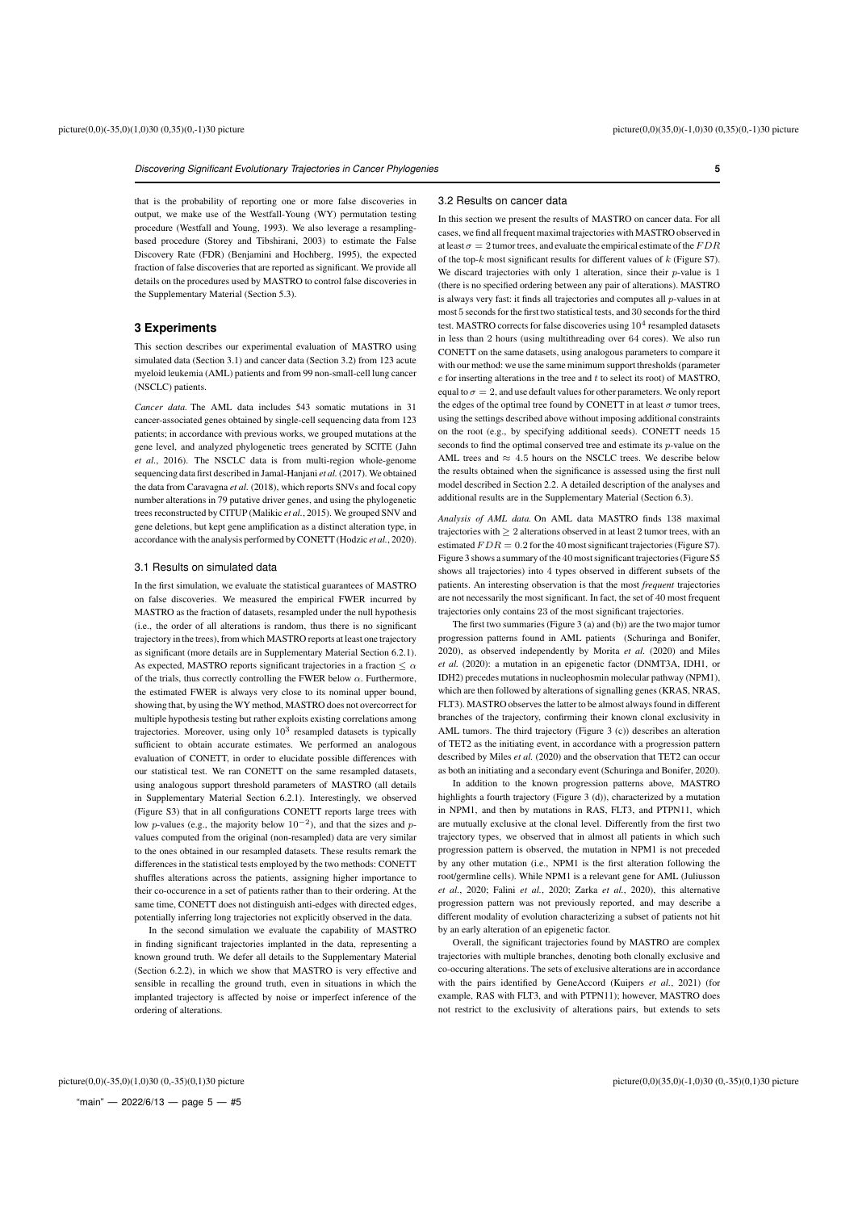that is the probability of reporting one or more false discoveries in output, we make use of the Westfall-Young (WY) permutation testing procedure (Westfall and Young, 1993). We also leverage a resampling-based procedure (Storey and Tibshirani, 2003) to estimate the False Discovery Rate (FDR) (Benjamini and Hochberg, 1995), the expected fraction of false discoveries that are reported as significant. We provide all details on the procedures used by MASTRO to control false discoveries in the Supplementary Material (Section 5.3).

## 3 Experiments

This section describes our experimental evaluation of MASTRO using simulated data (Section 3.1) and cancer data (Section 3.2) from 123 acute myeloid leukemia (AML) patients and from 99 non-small-cell lung cancer (NSCLC) patients.

*Cancer data.* The AML data includes 543 somatic mutations in 31 cancer-associated genes obtained by single-cell sequencing data from 123 patients; in accordance with previous works, we grouped mutations at the gene level, and analyzed phylogenetic trees generated by SCITE (Jahn *et al.*, 2016). The NSCLC data is from multi-region whole-genome sequencing data first described in Jamal-Hanjani *et al.* (2017). We obtained the data from Caravagna *et al.* (2018), which reports SNVs and focal copy number alterations in 79 putative driver genes, and using the phylogenetic trees reconstructed by CITUP (Malikic *et al.*, 2015). We grouped SNV and gene deletions, but kept gene amplification as a distinct alteration type, in accordance with the analysis performed by CONETT (Hodzic *et al.*, 2020).

### 3.1 Results on simulated data

In the first simulation, we evaluate the statistical guarantees of MASTRO on false discoveries. We measured the empirical FWER incurred by MASTRO as the fraction of datasets, resampled under the null hypothesis (i.e., the order of all alterations is random, thus there is no significant trajectory in the trees), from which MASTRO reports at least one trajectory as significant (more details are in Supplementary Material Section 6.2.1). As expected, MASTRO reports significant trajectories in a fraction $\leq \alpha$ of the trials, thus correctly controlling the FWER below $\alpha$. Furthermore, the estimated FWER is always very close to its nominal upper bound, showing that, by using the WY method, MASTRO does not overcorrect for multiple hypothesis testing but rather exploits existing correlations among trajectories. Moreover, using only $10^3$ resampled datasets is typically sufficient to obtain accurate estimates. We performed an analogous evaluation of CONETT, in order to elucidate possible differences with our statistical test. We ran CONETT on the same resampled datasets, using analogous support threshold parameters of MASTRO (all details in Supplementary Material Section 6.2.1). Interestingly, we observed (Figure S3) that in all configurations CONETT reports large trees with low $p$-values (e.g., the majority below $10^{-2}$), and that the sizes and $p$-values computed from the original (non-resampled) data are very similar to the ones obtained in our resampled datasets. These results remark the differences in the statistical tests employed by the two methods: CONETT shuffles alterations across the patients, assigning higher importance to their co-occurence in a set of patients rather than to their ordering. At the same time, CONETT does not distinguish anti-edges with directed edges, potentially inferring long trajectories not explicitly observed in the data.

In the second simulation we evaluate the capability of MASTRO in finding significant trajectories implanted in the data, representing a known ground truth. We defer all details to the Supplementary Material (Section 6.2.2), in which we show that MASTRO is very effective and sensible in recalling the ground truth, even in situations in which the implanted trajectory is affected by noise or imperfect inference of the ordering of alterations.

### 3.2 Results on cancer data

In this section we present the results of MASTRO on cancer data. For all cases, we find all frequent maximal trajectories with MASTRO observed in at least $\sigma = 2$ tumor trees, and evaluate the empirical estimate of the $FDR$ of the top-$k$ most significant results for different values of $k$ (Figure S7). We discard trajectories with only 1 alteration, since their $p$-value is 1 (there is no specified ordering between any pair of alterations). MASTRO is always very fast: it finds all trajectories and computes all $p$-values in at most 5 seconds for the first two statistical tests, and 30 seconds for the third test. MASTRO corrects for false discoveries using $10^4$ resampled datasets in less than 2 hours (using multithreading over 64 cores). We also run CONETT on the same datasets, using analogous parameters to compare it with our method: we use the same minimum support thresholds (parameter $e$ for inserting alterations in the tree and $t$ to select its root) of MASTRO, equal to $\sigma = 2$, and use default values for other parameters. We only report the edges of the optimal tree found by CONETT in at least $\sigma$ tumor trees, using the settings described above without imposing additional constraints on the root (e.g., by specifying additional seeds). CONETT needs 15 seconds to find the optimal conserved tree and estimate its $p$-value on the AML trees and $\approx 4.5$ hours on the NSCLC trees. We describe below the results obtained when the significance is assessed using the first null model described in Section 2.2. A detailed description of the analyses and additional results are in the Supplementary Material (Section 6.3).

*Analysis of AML data.* On AML data MASTRO finds 138 maximal trajectories with $\geq 2$ alterations observed in at least 2 tumor trees, with an estimated $FDR = 0.2$ for the 40 most significant trajectories (Figure S7). Figure 3 shows a summary of the 40 most significant trajectories (Figure S5 shows all trajectories) into 4 types observed in different subsets of the patients. An interesting observation is that the most *frequent* trajectories are not necessarily the most significant. In fact, the set of 40 most frequent trajectories only contains 23 of the most significant trajectories.

The first two summaries (Figure 3 (a) and (b)) are the two major tumor progression patterns found in AML patients (Schuringa and Bonifer, 2020), as observed independently by Morita *et al.* (2020) and Miles *et al.* (2020): a mutation in an epigenetic factor (DNMT3A, IDH1, or IDH2) precedes mutations in nucleophosmin molecular pathway (NPM1), which are then followed by alterations of signalling genes (KRAS, NRAS, FLT3). MASTRO observes the latter to be almost always found in different branches of the trajectory, confirming their known clonal exclusivity in AML tumors. The third trajectory (Figure 3 (c)) describes an alteration of TET2 as the initiating event, in accordance with a progression pattern described by Miles *et al.* (2020) and the observation that TET2 can occur as both an initiating and a secondary event (Schuringa and Bonifer, 2020).

In addition to the known progression patterns above, MASTRO highlights a fourth trajectory (Figure 3 (d)), characterized by a mutation in NPM1, and then by mutations in RAS, FLT3, and PTPN11, which are mutually exclusive at the clonal level. Differently from the first two trajectory types, we observed that in almost all patients in which such progression pattern is observed, the mutation in NPM1 is not preceded by any other mutation (i.e., NPM1 is the first alteration following the root/germline cells). While NPM1 is a relevant gene for AML (Juliusson *et al.*, 2020; Falini *et al.*, 2020; Zarka *et al.*, 2020), this alternative progression pattern was not previously reported, and may describe a different modality of evolution characterizing a subset of patients not hit by an early alteration of an epigenetic factor.

Overall, the significant trajectories found by MASTRO are complex trajectories with multiple branches, denoting both clonally exclusive and co-occuring alterations. The sets of exclusive alterations are in accordance with the pairs identified by GeneAccord (Kuipers *et al.*, 2021) (for example, RAS with FLT3, and with PTPN11); however, MASTRO does not restrict to the exclusivity of alterations pairs, but extends to sets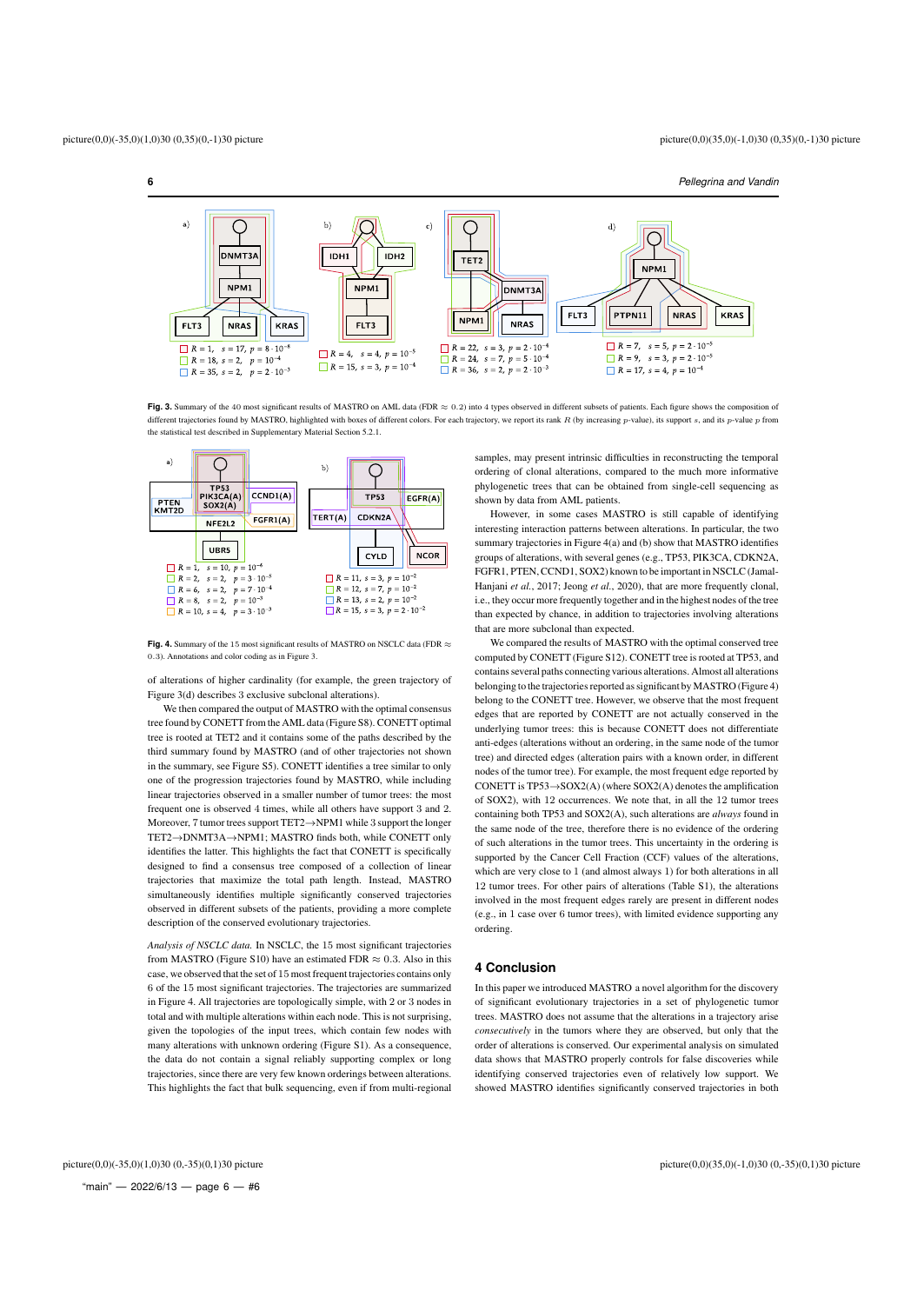**Fig. 3.** Summary of the 40 most significant results of MASTRO on AML data (FDR $\approx 0.2$) into 4 types observed in different subsets of patients. Each figure shows the composition of different trajectories found by MASTRO, highlighted with boxes of different colors. For each trajectory, we report its rank $R$ (by increasing $p$-value), its support $s$, and its $p$-value $p$ from the statistical test described in Supplementary Material Section 5.2.1.

**Fig. 4.** Summary of the 15 most significant results of MASTRO on NSCLC data (FDR $\approx 0.3$). Annotations and color coding as in Figure 3.

of alterations of higher cardinality (for example, the green trajectory of Figure 3(d) describes 3 exclusive subclonal alterations).

We then compared the output of MASTRO with the optimal consensus tree found by CONETT from the AML data (Figure S8). CONETT optimal tree is rooted at TET2 and it contains some of the paths described by the third summary found by MASTRO (and of other trajectories not shown in the summary, see Figure S5). CONETT identifies a tree similar to only one of the progression trajectories found by MASTRO, while including linear trajectories observed in a smaller number of tumor trees: the most frequent one is observed 4 times, while all others have support 3 and 2. Moreover, 7 tumor trees support TET2→NPM1 while 3 support the longer TET2→DNMT3A→NPM1; MASTRO finds both, while CONETT only identifies the latter. This highlights the fact that CONETT is specifically designed to find a consensus tree composed of a collection of linear trajectories that maximize the total path length. Instead, MASTRO simultaneously identifies multiple significantly conserved trajectories observed in different subsets of the patients, providing a more complete description of the conserved evolutionary trajectories.

*Analysis of NSCLC data.* In NSCLC, the 15 most significant trajectories from MASTRO (Figure S10) have an estimated FDR $\approx 0.3$. Also in this case, we observed that the set of 15 most frequent trajectories contains only 6 of the 15 most significant trajectories. The trajectories are summarized in Figure 4. All trajectories are topologically simple, with 2 or 3 nodes in total and with multiple alterations within each node. This is not surprising, given the topologies of the input trees, which contain few nodes with many alterations with unknown ordering (Figure S1). As a consequence, the data do not contain a signal reliably supporting complex or long trajectories, since there are very few known orderings between alterations. This highlights the fact that bulk sequencing, even if from multi-regional samples, may present intrinsic difficulties in reconstructing the temporal ordering of clonal alterations, compared to the much more informative phylogenetic trees that can be obtained from single-cell sequencing as shown by data from AML patients.

However, in some cases MASTRO is still capable of identifying interesting interaction patterns between alterations. In particular, the two summary trajectories in Figure 4(a) and (b) show that MASTRO identifies groups of alterations, with several genes (e.g., TP53, PIK3CA, CDKN2A, FGFR1, PTEN, CCND1, SOX2) known to be important in NSCLC (Jamal-Hanjani *et al.*, 2017; Jeong *et al.*, 2020), that are more frequently clonal, i.e., they occur more frequently together and in the highest nodes of the tree than expected by chance, in addition to trajectories involving alterations that are more subclonal than expected.

We compared the results of MASTRO with the optimal conserved tree computed by CONETT (Figure S12). CONETT tree is rooted at TP53, and contains several paths connecting various alterations. Almost all alterations belonging to the trajectories reported as significant by MASTRO (Figure 4) belong to the CONETT tree. However, we observe that the most frequent edges that are reported by CONETT are not actually conserved in the underlying tumor trees: this is because CONETT does not differentiate anti-edges (alterations without an ordering, in the same node of the tumor tree) and directed edges (alteration pairs with a known order, in different nodes of the tumor tree). For example, the most frequent edge reported by CONETT is TP53→SOX2(A) (where SOX2(A) denotes the amplification of SOX2), with 12 occurrences. We note that, in all the 12 tumor trees containing both TP53 and SOX2(A), such alterations are *always* found in the same node of the tree, therefore there is no evidence of the ordering of such alterations in the tumor trees. This uncertainty in the ordering is supported by the Cancer Cell Fraction (CCF) values of the alterations, which are very close to 1 (and almost always 1) for both alterations in all 12 tumor trees. For other pairs of alterations (Table S1), the alterations involved in the most frequent edges rarely are present in different nodes (e.g., in 1 case over 6 tumor trees), with limited evidence supporting any ordering.

## 4 Conclusion

In this paper we introduced MASTRO a novel algorithm for the discovery of significant evolutionary trajectories in a set of phylogenetic tumor trees. MASTRO does not assume that the alterations in a trajectory arise *consecutively* in the tumors where they are observed, but only that the order of alterations is conserved. Our experimental analysis on simulated data shows that MASTRO properly controls for false discoveries while identifying conserved trajectories even of relatively low support. We showed MASTRO identifies significantly conserved trajectories in both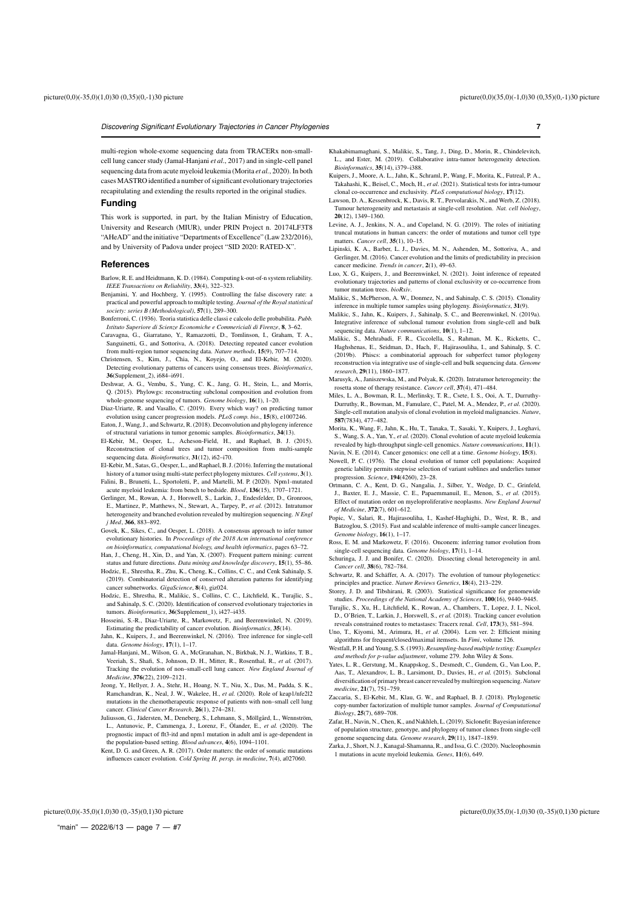multi-region whole-exome sequencing data from TRACERx non-small-cell lung cancer study (Jamal-Hanjani *et al.*, 2017) and in single-cell panel sequencing data from acute myeloid leukemia (Morita *et al.*, 2020). In both cases MASTRO identified a number of significant evolutionary trajectories recapitulating and extending the results reported in the original studies.

## Funding

This work is supported, in part, by the Italian Ministry of Education, University and Research (MIUR), under PRIN Project n. 20174LF3T8 "AHeAD" and the initiative "Departments of Excellence" (Law 232/2016), and by University of Padova under project "SID 2020: RATED-X".

## References

Barlow, R. E. and Heidtmann, K. D. (1984). Computing k-out-of-n system reliability. *IEEE Transactions on Reliability*, **33**(4), 322–323.

Benjamini, Y. and Hochberg, Y. (1995). Controlling the false discovery rate: a practical and powerful approach to multiple testing. *Journal of the Royal statistical society: series B (Methodological)*, **57**(1), 289–300.

Bonferroni, C. (1936). Teoria statistica delle classi e calcolo delle probabilita. *Pubb. Istituto Superiore di Scienze Economiche e Commericiali di Firenze*, **8**, 3–62.

Caravagna, G., Giarratano, Y., Ramazzotti, D., Tomlinson, I., Graham, T. A., Sanguinetti, G., and Sottoriva, A. (2018). Detecting repeated cancer evolution from multi-region tumor sequencing data. *Nature methods*, **15**(9), 707–714.

Christensen, S., Kim, J., Chia, N., Koyejo, O., and El-Kebir, M. (2020). Detecting evolutionary patterns of cancers using consensus trees. *Bioinformatics*, **36**(Supplement_2), i684–i691.

Deshwar, A. G., Vembu, S., Yung, C. K., Jang, G. H., Stein, L., and Morris, Q. (2015). Phylowgs: reconstructing subclonal composition and evolution from whole-genome sequencing of tumors. *Genome biology*, **16**(1), 1–20.

Diaz-Uriarte, R. and Vasallo, C. (2019). Every which way? on predicting tumor evolution using cancer progression models. *PLoS comp. bio.*, **15**(8), e1007246.

Eaton, J., Wang, J., and Schwartz, R. (2018). Deconvolution and phylogeny inference of structural variations in tumor genomic samples. *Bioinformatics*, **34**(13).

El-Kebir, M., Oesper, L., Acheson-Field, H., and Raphael, B. J. (2015). Reconstruction of clonal trees and tumor composition from multi-sample sequencing data. *Bioinformatics*, **31**(12), i62–i70.

El-Kebir, M., Satas, G., Oesper, L., and Raphael, B. J. (2016). Inferring the mutational history of a tumor using multi-state perfect phylogeny mixtures. *Cell systems*, **3**(1).

Falini, B., Brunetti, L., Sportoletti, P., and Martelli, M. P. (2020). Npm1-mutated acute myeloid leukemia: from bench to bedside. *Blood*, **136**(15), 1707–1721.

Gerlinger, M., Rowan, A. J., Horswell, S., Larkin, J., Endesfelder, D., Gronroos, E., Martinez, P., Matthews, N., Stewart, A., Tarpey, P., *et al.* (2012). Intratumor heterogeneity and branched evolution revealed by multiregion sequencing. *N Engl j Med*, **366**, 883–892.

Govek, K., Sikes, C., and Oesper, L. (2018). A consensus approach to infer tumor evolutionary histories. In *Proceedings of the 2018 Acm international conference on bioinformatics, computational biology, and health informatics*, pages 63–72.

Han, J., Cheng, H., Xin, D., and Yan, X. (2007). Frequent pattern mining: current status and future directions. *Data mining and knowledge discovery*, **15**(1), 55–86.

Hodzic, E., Shrestha, R., Zhu, K., Cheng, K., Collins, C. C., and Cenk Sahinalp, S. (2019). Combinatorial detection of conserved alteration patterns for identifying cancer subnetworks. *GigaScience*, **8**(4), giz024.

Hodzic, E., Shrestha, R., Malikic, S., Collins, C. C., Litchfield, K., Turajlic, S., and Sahinalp, S. C. (2020). Identification of conserved evolutionary trajectories in tumors. *Bioinformatics*, **36**(Supplement_1), i427–i435.

Hosseini, S.-R., Diaz-Uriarte, R., Markowetz, F., and Beerenwinkel, N. (2019). Estimating the predictability of cancer evolution. *Bioinformatics*, **35**(14).

Jahn, K., Kuipers, J., and Beerenwinkel, N. (2016). Tree inference for single-cell data. *Genome biology*, **17**(1), 1–17.

Jamal-Hanjani, M., Wilson, G. A., McGranahan, N., Birkbak, N. J., Watkins, T. B., Veeriah, S., Shafi, S., Johnson, D. H., Mitter, R., Rosenthal, R., *et al.* (2017). Tracking the evolution of non–small-cell lung cancer. *New England Journal of Medicine*, **376**(22), 2109–2121.

Jeong, Y., Hellyer, J. A., Stehr, H., Hoang, N. T., Niu, X., Das, M., Padda, S. K., Ramchandran, K., Neal, J. W., Wakelee, H., *et al.* (2020). Role of keap1/nfe2l2 mutations in the chemotherapeutic response of patients with non–small cell lung cancer. *Clinical Cancer Research*, **26**(1), 274–281.

Juliusson, G., Jädersten, M., Deneberg, S., Lehmann, S., Möllgård, L., Wennström, L., Antunovic, P., Cammenga, J., Lorenz, F., Ölander, E., *et al.* (2020). The prognostic impact of flt3-itd and npm1 mutation in adult aml is age-dependent in the population-based setting. *Blood advances*, **4**(6), 1094–1101.

Kent, D. G. and Green, A. R. (2017). Order matters: the order of somatic mutations influences cancer evolution. *Cold Spring H. persp. in medicine*, **7**(4), a027060.

Khakabimamaghani, S., Malikic, S., Tang, J., Ding, D., Morin, R., Chindelevitch, L., and Ester, M. (2019). Collaborative intra-tumor heterogeneity detection. *Bioinformatics*, **35**(14), i379–i388.

Kuipers, J., Moore, A. L., Jahn, K., Schraml, P., Wang, F., Morita, K., Futreal, P. A., Takahashi, K., Beisel, C., Moch, H., *et al.* (2021). Statistical tests for intra-tumour clonal co-occurrence and exclusivity. *PLoS computational biology*, **17**(12).

Lawson, D. A., Kessenbrock, K., Davis, R. T., Pervolarakis, N., and Werb, Z. (2018). Tumour heterogeneity and metastasis at single-cell resolution. *Nat. cell biology*, **20**(12), 1349–1360.

Levine, A. J., Jenkins, N. A., and Copeland, N. G. (2019). The roles of initiating truncal mutations in human cancers: the order of mutations and tumor cell type matters. *Cancer cell*, **35**(1), 10–15.

Lipinski, K. A., Barber, L. J., Davies, M. N., Ashenden, M., Sottoriva, A., and Gerlinger, M. (2016). Cancer evolution and the limits of predictability in precision cancer medicine. *Trends in cancer*, **2**(1), 49–63.

Luo, X. G., Kuipers, J., and Beerenwinkel, N. (2021). Joint inference of repeated evolutionary trajectories and patterns of clonal exclusivity or co-occurrence from tumor mutation trees. *bioRxiv*.

Malikic, S., McPherson, A. W., Donmez, N., and Sahinalp, C. S. (2015). Clonality inference in multiple tumor samples using phylogeny. *Bioinformatics*, **31**(9).

Malikic, S., Jahn, K., Kuipers, J., Sahinalp, S. C., and Beerenwinkel, N. (2019a). Integrative inference of subclonal tumour evolution from single-cell and bulk sequencing data. *Nature communications*, **10**(1), 1–12.

Malikic, S., Mehrabadi, F. R., Ciccolella, S., Rahman, M. K., Ricketts, C., Haghshenas, E., Seidman, D., Hach, F., Hajirasouliha, I., and Sahinalp, S. C. (2019b). Phiscs: a combinatorial approach for subperfect tumor phylogeny reconstruction via integrative use of single-cell and bulk sequencing data. *Genome research*, **29**(11), 1860–1877.

Marusyk, A., Janiszewska, M., and Polyak, K. (2020). Intratumor heterogeneity: the rosetta stone of therapy resistance. *Cancer cell*, **37**(4), 471–484.

Miles, L. A., Bowman, R. L., Merlinsky, T. R., Csete, I. S., Ooi, A. T., Durruthy-Durruthy, R., Bowman, M., Famulare, C., Patel, M. A., Mendez, P., *et al.* (2020). Single-cell mutation analysis of clonal evolution in myeloid malignancies. *Nature*, **587**(7834), 477–482.

Morita, K., Wang, F., Jahn, K., Hu, T., Tanaka, T., Sasaki, Y., Kuipers, J., Loghavi, S., Wang, S. A., Yan, Y., *et al.* (2020). Clonal evolution of acute myeloid leukemia revealed by high-throughput single-cell genomics. *Nature communications*, **11**(1).

Navin, N. E. (2014). Cancer genomics: one cell at a time. *Genome biology*, **15**(8).

Nowell, P. C. (1976). The clonal evolution of tumor cell populations: Acquired genetic lability permits stepwise selection of variant sublines and underlies tumor progression. *Science*, **194**(4260), 23–28.

Ortmann, C. A., Kent, D. G., Nangalia, J., Silber, Y., Wedge, D. C., Grinfeld, J., Baxter, E. J., Massie, C. E., Papaemmanuil, E., Menon, S., *et al.* (2015). Effect of mutation order on myeloproliferative neoplasms. *New England Journal of Medicine*, **372**(7), 601–612.

Popic, V., Salari, R., Hajirasouliha, I., Kashef-Haghighi, D., West, R. B., and Batzoglou, S. (2015). Fast and scalable inference of multi-sample cancer lineages. *Genome biology*, **16**(1), 1–17.

Ross, E. M. and Markowetz, F. (2016). Onconem: inferring tumor evolution from single-cell sequencing data. *Genome biology*, **17**(1), 1–14.

Schuringa, J. J. and Bonifer, C. (2020). Dissecting clonal heterogeneity in aml. *Cancer cell*, **38**(6), 782–784.

Schwartz, R. and Schäffer, A. A. (2017). The evolution of tumour phylogenetics: principles and practice. *Nature Reviews Genetics*, **18**(4), 213–229.

Storey, J. D. and Tibshirani, R. (2003). Statistical significance for genomewide studies. *Proceedings of the National Academy of Sciences*, **100**(16), 9440–9445.

Turajlic, S., Xu, H., Litchfield, K., Rowan, A., Chambers, T., Lopez, J. I., Nicol, D., O'Brien, T., Larkin, J., Horswell, S., *et al.* (2018). Tracking cancer evolution reveals constrained routes to metastases: Tracerx renal. *Cell*, **173**(3), 581–594.

Uno, T., Kiyomi, M., Arimura, H., *et al.* (2004). Lcm ver. 2: Efficient mining algorithms for frequent/closed/maximal itemsets. In *Fimi*, volume 126.

Westfall, P. H. and Young, S. S. (1993). *Resampling-based multiple testing: Examples and methods for p-value adjustment*, volume 279. John Wiley & Sons.

Yates, L. R., Gerstung, M., Knappskog, S., Desmedt, C., Gundem, G., Van Loo, P., Aas, T., Alexandrov, L. B., Larsimont, D., Davies, H., *et al.* (2015). Subclonal diversification of primary breast cancer revealed by multiregion sequencing. *Nature medicine*, **21**(7), 751–759.

Zaccaria, S., El-Kebir, M., Klau, G. W., and Raphael, B. J. (2018). Phylogenetic copy-number factorization of multiple tumor samples. *Journal of Computational Biology*, **25**(7), 689–708.

Zafar, H., Navin, N., Chen, K., and Nakhleh, L. (2019). Siclonefit: Bayesian inference of population structure, genotype, and phylogeny of tumor clones from single-cell genome sequencing data. *Genome research*, **29**(11), 1847–1859.

Zarka, J., Short, N. J., Kanagal-Shamanna, R., and Issa, G. C. (2020). Nucleophosmin 1 mutations in acute myeloid leukemia. *Genes*, **11**(6), 649.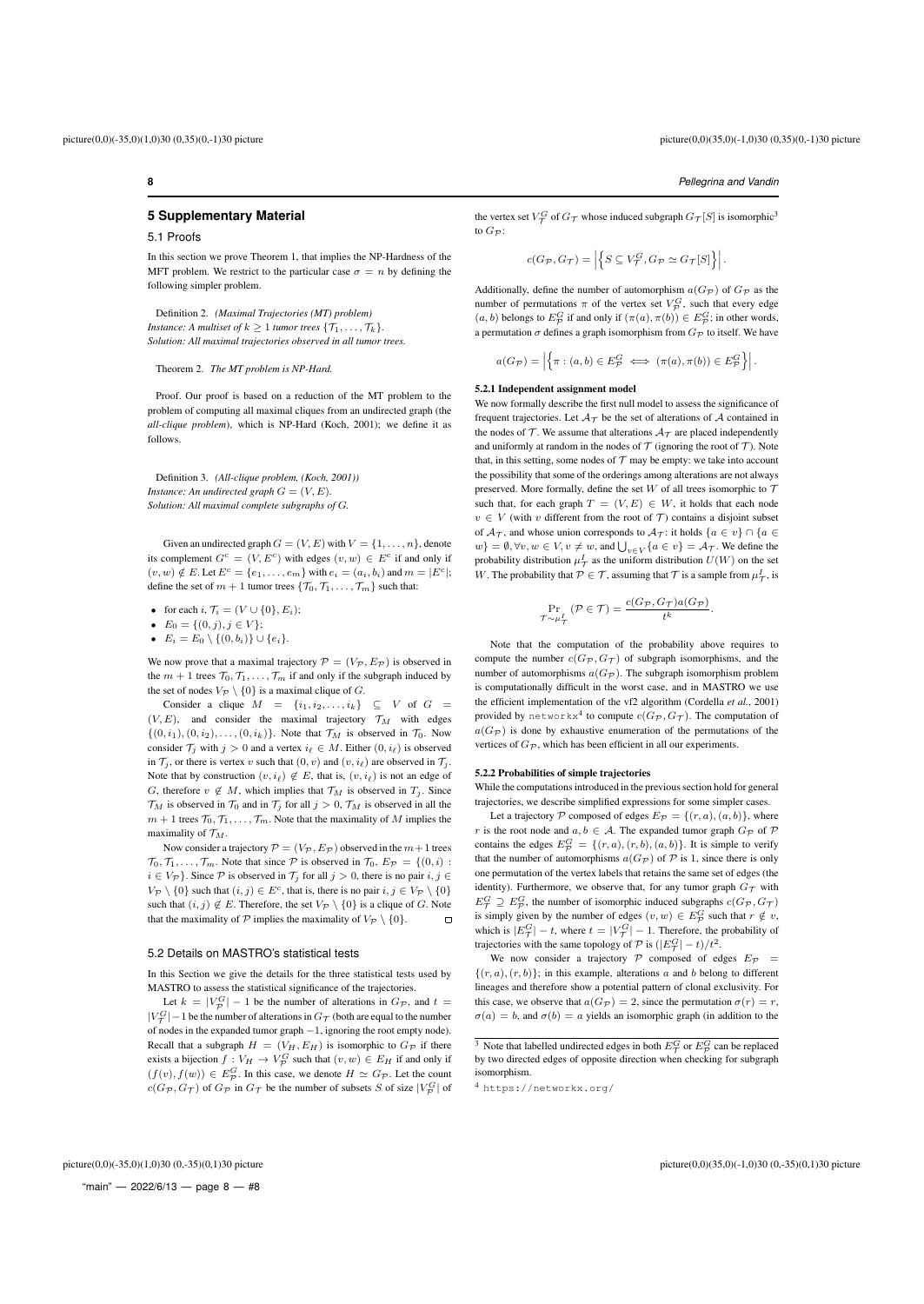## 5 Supplementary Material

### 5.1 Proofs

In this section we prove Theorem 1, that implies the NP-Hardness of the MFT problem. We restrict to the particular case $\sigma = n$ by defining the following simpler problem.

Definition 2. *(Maximal Trajectories (MT) problem)*
*Instance: A multiset of $k \geq 1$ tumor trees $\{\mathcal{T}_1, \ldots, \mathcal{T}_k\}$.*
*Solution: All maximal trajectories observed in all tumor trees.*

Theorem 2. *The MT problem is NP-Hard.*

Proof. Our proof is based on a reduction of the MT problem to the problem of computing all maximal cliques from an undirected graph (the *all-clique problem*), which is NP-Hard (Koch, 2001); we define it as follows.

Definition 3. *(All-clique problem, (Koch, 2001))*
*Instance: An undirected graph $G = (V, E)$.*
*Solution: All maximal complete subgraphs of $G$.*

Given an undirected graph $G = (V, E)$ with $V = \{1, \ldots, n\}$, denote its complement $G^c = (V, E^c)$ with edges $(v, w) \in E^c$ if and only if $(v, w) \notin E$. Let $E^c = \{e_1, \ldots, e_m\}$ with $e_i = (a_i, b_i)$ and $m = |E^c|$; define the set of $m + 1$ tumor trees $\{\mathcal{T}_0, \mathcal{T}_1, \ldots, \mathcal{T}_m\}$ such that:

- for each $i$, $\mathcal{T}_i = (V \cup \{0\}, E_i)$;
- $E_0 = \{(0, j), j \in V\}$;
- $E_i = E_0 \setminus \{(0, b_i)\} \cup \{e_i\}$.

We now prove that a maximal trajectory $\mathcal{P} = (V_\mathcal{P}, E_\mathcal{P})$ is observed in the $m + 1$ trees $\mathcal{T}_0, \mathcal{T}_1, \ldots, \mathcal{T}_m$ if and only if the subgraph induced by the set of nodes $V_\mathcal{P} \setminus \{0\}$ is a maximal clique of $G$.

Consider a clique $M = \{i_1, i_2, \ldots, i_k\} \subseteq V$ of $G = (V, E)$, and consider the maximal trajectory $\mathcal{T}_M$ with edges $\{(0, i_1), (0, i_2), \ldots, (0, i_k)\}$. Note that $\mathcal{T}_M$ is observed in $\mathcal{T}_0$. Now consider $\mathcal{T}_j$ with $j > 0$ and a vertex $i_\ell \in M$. Either $(0, i_\ell)$ is observed in $\mathcal{T}_j$, or there is vertex $v$ such that $(0, v)$ and $(v, i_\ell)$ are observed in $\mathcal{T}_j$. Note that by construction $(v, i_\ell) \notin E$, that is, $(v, i_\ell)$ is not an edge of $G$, therefore $v \notin M$, which implies that $\mathcal{T}_M$ is observed in $T_j$. Since $\mathcal{T}_M$ is observed in $\mathcal{T}_0$ and in $\mathcal{T}_j$ for all $j > 0$, $\mathcal{T}_M$ is observed in all the $m + 1$ trees $\mathcal{T}_0, \mathcal{T}_1, \ldots, \mathcal{T}_m$. Note that the maximality of $M$ implies the maximality of $\mathcal{T}_M$.

Now consider a trajectory $\mathcal{P} = (V_\mathcal{P}, E_\mathcal{P})$ observed in the $m+1$ trees $\mathcal{T}_0, \mathcal{T}_1, \ldots, \mathcal{T}_m$. Note that since $\mathcal{P}$ is observed in $\mathcal{T}_0$, $E_\mathcal{P} = \{(0, i) : i \in V_\mathcal{P}\}$. Since $\mathcal{P}$ is observed in $\mathcal{T}_j$ for all $j > 0$, there is no pair $i, j \in V_\mathcal{P} \setminus \{0\}$ such that $(i, j) \in E^c$, that is, there is no pair $i, j \in V_\mathcal{P} \setminus \{0\}$ such that $(i, j) \notin E$. Therefore, the set $V_\mathcal{P} \setminus \{0\}$ is a clique of $G$. Note that the maximality of $\mathcal{P}$ implies the maximality of $V_\mathcal{P} \setminus \{0\}$. $\square$

### 5.2 Details on MASTRO's statistical tests

In this Section we give the details for the three statistical tests used by MASTRO to assess the statistical significance of the trajectories.

Let $k = |V_\mathcal{P}^G| - 1$ be the number of alterations in $G_\mathcal{P}$, and $t = |V_\mathcal{T}^G| - 1$ be the number of alterations in $G_\mathcal{T}$ (both are equal to the number of nodes in the expanded tumor graph $-1$, ignoring the root empty node). Recall that a subgraph $H = (V_H, E_H)$ is isomorphic to $G_\mathcal{P}$ if there exists a bijection $f : V_H \to V_\mathcal{P}^G$ such that $(v, w) \in E_H$ if and only if $(f(v), f(w)) \in E_\mathcal{P}^G$. In this case, we denote $H \simeq G_\mathcal{P}$. Let the count $c(G_\mathcal{P}, G_\mathcal{T})$ of $G_\mathcal{P}$ in $G_\mathcal{T}$ be the number of subsets $S$ of size $|V_\mathcal{P}^G|$ of the vertex set $V_\mathcal{T}^G$ of $G_\mathcal{T}$ whose induced subgraph $G_\mathcal{T}[S]$ is isomorphic[3] to $G_\mathcal{P}$:

$$c(G_\mathcal{P}, G_\mathcal{T}) = \left| \left\{ S \subseteq V_\mathcal{T}^G, G_\mathcal{P} \simeq G_\mathcal{T}[S] \right\} \right|.$$

Additionally, define the number of automorphism $a(G_\mathcal{P})$ of $G_\mathcal{P}$ as the number of permutations $\pi$ of the vertex set $V_\mathcal{P}^G$, such that every edge $(a, b)$ belongs to $E_\mathcal{P}^G$ if and only if $(\pi(a), \pi(b)) \in E_\mathcal{P}^G$; in other words, a permutation $\sigma$ defines a graph isomorphism from $G_\mathcal{P}$ to itself. We have

$$a(G_\mathcal{P}) = \left| \left\{ \pi : (a, b) \in E_\mathcal{P}^G \iff (\pi(a), \pi(b)) \in E_\mathcal{P}^G \right\} \right|.$$

#### 5.2.1 Independent assignment model

We now formally describe the first null model to assess the significance of frequent trajectories. Let $\mathcal{A}_\mathcal{T}$ be the set of alterations of $\mathcal{A}$ contained in the nodes of $\mathcal{T}$. We assume that alterations $\mathcal{A}_\mathcal{T}$ are placed independently and uniformly at random in the nodes of $\mathcal{T}$ (ignoring the root of $\mathcal{T}$). Note that, in this setting, some nodes of $\mathcal{T}$ may be empty: we take into account the possibility that some of the orderings among alterations are not always preserved. More formally, define the set $W$ of all trees isomorphic to $\mathcal{T}$ such that, for each graph $T = (V, E) \in W$, it holds that each node $v \in V$ (with $v$ different from the root of $\mathcal{T}$) contains a disjoint subset of $\mathcal{A}_\mathcal{T}$, and whose union corresponds to $\mathcal{A}_\mathcal{T}$: it holds $\{a \in v\} \cap \{a \in w\} = \emptyset, \forall v, w \in V, v \neq w$, and $\bigcup_{v \in V} \{a \in v\} = \mathcal{A}_\mathcal{T}$. We define the probability distribution $\mu_\mathcal{T}^I$ as the uniform distribution $U(W)$ on the set $W$. The probability that $\mathcal{P} \in \mathcal{T}$, assuming that $\mathcal{T}$ is a sample from $\mu_\mathcal{T}^I$, is

$$\Pr_{\mathcal{T} \sim \mu_\mathcal{T}^I} (\mathcal{P} \in \mathcal{T}) = \frac{c(G_\mathcal{P}, G_\mathcal{T}) a(G_\mathcal{P})}{t^k}.$$

Note that the computation of the probability above requires to compute the number $c(G_\mathcal{P}, G_\mathcal{T})$ of subgraph isomorphisms, and the number of automorphisms $a(G_\mathcal{P})$. The subgraph isomorphism problem is computationally difficult in the worst case, and in MASTRO we use the efficient implementation of the vf2 algorithm (Cordella *et al.*, 2001) provided by `networkx`[4] to compute $c(G_\mathcal{P}, G_\mathcal{T})$. The computation of $a(G_\mathcal{P})$ is done by exhaustive enumeration of the permutations of the vertices of $G_\mathcal{P}$, which has been efficient in all our experiments.

#### 5.2.2 Probabilities of simple trajectories

While the computations introduced in the previous section hold for general trajectories, we describe simplified expressions for some simpler cases.

Let a trajectory $\mathcal{P}$ composed of edges $E_\mathcal{P} = \{(r, a), (a, b)\}$, where $r$ is the root node and $a, b \in \mathcal{A}$. The expanded tumor graph $G_\mathcal{P}$ of $\mathcal{P}$ contains the edges $E_\mathcal{P}^G = \{(r, a), (r, b), (a, b)\}$. It is simple to verify that the number of automorphisms $a(G_\mathcal{P})$ of $\mathcal{P}$ is 1, since there is only one permutation of the vertex labels that retains the same set of edges (the identity). Furthermore, we observe that, for any tumor graph $G_\mathcal{T}$ with $E_\mathcal{T}^G \supseteq E_\mathcal{P}^G$, the number of isomorphic induced subgraphs $c(G_\mathcal{P}, G_\mathcal{T})$ is simply given by the number of edges $(v, w) \in E_\mathcal{T}^G$ such that $r \notin v$, which is $|E_\mathcal{T}^G| - t$, where $t = |V_\mathcal{T}^G| - 1$. Therefore, the probability of trajectories with the same topology of $\mathcal{P}$ is $(|E_\mathcal{T}^G| - t)/t^2$.

We now consider a trajectory $\mathcal{P}$ composed of edges $E_\mathcal{P} = \{(r, a), (r, b)\}$; in this example, alterations $a$ and $b$ belong to different lineages and therefore show a potential pattern of clonal exclusivity. For this case, we observe that $a(G_\mathcal{P}) = 2$, since the permutation $\sigma(r) = r$, $\sigma(a) = b$, and $\sigma(b) = a$ yields an isomorphic graph (in addition to the

---

[3] Note that labelled undirected edges in both $E_\mathcal{T}^G$ or $E_\mathcal{P}^G$ can be replaced by two directed edges of opposite direction when checking for subgraph isomorphism.

[4] https://networkx.org/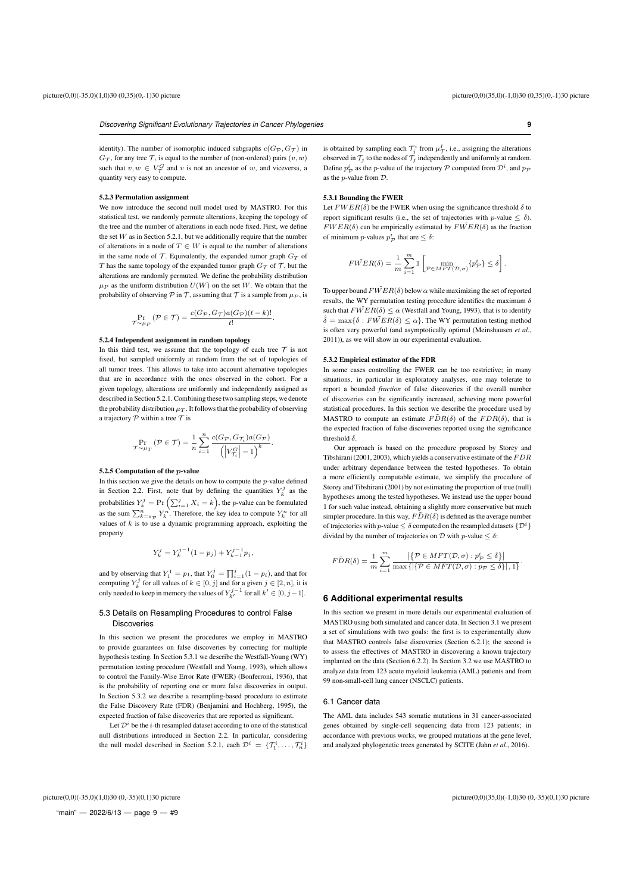identity). The number of isomorphic induced subgraphs $c(G_{\mathcal{P}}, G_{\mathcal{T}})$ in $G_{\mathcal{T}}$, for any tree $\mathcal{T}$, is equal to the number of (non-ordered) pairs $(v, w)$ such that $v, w \in V_{\mathcal{T}}^{G}$ and $v$ is not an ancestor of $w$, and viceversa, a quantity very easy to compute.

#### 5.2.3 Permutation assignment

We now introduce the second null model used by MASTRO. For this statistical test, we randomly permute alterations, keeping the topology of the tree and the number of alterations in each node fixed. First, we define the set $W$ as in Section 5.2.1, but we additionally require that the number of alterations in a node of $T \in W$ is equal to the number of alterations in the same node of $\mathcal{T}$. Equivalently, the expanded tumor graph $G_T$ of $T$ has the same topology of the expanded tumor graph $G_{\mathcal{T}}$ of $\mathcal{T}$, but the alterations are randomly permuted. We define the probability distribution $\mu_P$ as the uniform distribution $U(W)$ on the set $W$. We obtain that the probability of observing $\mathcal{P}$ in $\mathcal{T}$, assuming that $\mathcal{T}$ is a sample from $\mu_P$, is

$$\Pr_{\mathcal{T} \sim \mu_P} (\mathcal{P} \in \mathcal{T}) = \frac{c(G_{\mathcal{P}}, G_{\mathcal{T}}) a(G_{\mathcal{P}}) (t-k)!}{t!}.$$

#### 5.2.4 Independent assignment in random topology

In this third test, we assume that the topology of each tree $\mathcal{T}$ is not fixed, but sampled uniformly at random from the set of topologies of all tumor trees. This allows to take into account alternative topologies that are in accordance with the ones observed in the cohort. For a given topology, alterations are uniformly and independently assigned as described in Section 5.2.1. Combining these two sampling steps, we denote the probability distribution $\mu_T$. It follows that the probability of observing a trajectory $\mathcal{P}$ within a tree $\mathcal{T}$ is

$$\Pr_{\mathcal{T} \sim \mu_T} (\mathcal{P} \in \mathcal{T}) = \frac{1}{n} \sum_{i=1}^{n} \frac{c(G_{\mathcal{P}}, G_{\mathcal{T}_i}) a(G_{\mathcal{P}})}{\left( \left| V_{\mathcal{T}_i}^{G} \right| - 1 \right)^k}.$$

#### 5.2.5 Computation of the $p$-value

In this section we give the details on how to compute the $p$-value defined in Section 2.2. First, note that by defining the quantities $Y_k^j$ as the probabilities $Y_k^j = \Pr\left( \sum_{i=1}^{j} X_i = k \right)$, the $p$-value can be formulated as the sum $\sum_{k=s_{\mathcal{P}}}^{n} Y_k^n$. Therefore, the key idea to compute $Y_k^n$ for all values of $k$ is to use a dynamic programming approach, exploiting the property

$$Y_k^j = Y_k^{j-1}(1 - p_j) + Y_{k-1}^{j-1} p_j,$$

and by observing that $Y_1^1 = p_1$, that $Y_0^j = \prod_{i=1}^{j}(1 - p_i)$, and that for computing $Y_k^j$ for all values of $k \in [0, j]$ and for a given $j \in [2, n]$, it is only needed to keep in memory the values of $Y_{k'}^{j-1}$ for all $k' \in [0, j-1]$.

### 5.3 Details on Resampling Procedures to control False Discoveries

In this section we present the procedures we employ in MASTRO to provide guarantees on false discoveries by correcting for multiple hypothesis testing. In Section 5.3.1 we describe the Westfall-Young (WY) permutation testing procedure (Westfall and Young, 1993), which allows to control the Family-Wise Error Rate (FWER) (Bonferroni, 1936), that is the probability of reporting one or more false discoveries in output. In Section 5.3.2 we describe a resampling-based procedure to estimate the False Discovery Rate (FDR) (Benjamini and Hochberg, 1995), the expected fraction of false discoveries that are reported as significant.

Let $\mathcal{D}^i$ be the $i$-th resampled dataset according to one of the statistical null distributions introduced in Section 2.2. In particular, considering the null model described in Section 5.2.1, each $\mathcal{D}^i = \{\mathcal{T}_1^i, \dots, \mathcal{T}_n^i\}$ is obtained by sampling each $\mathcal{T}_j^i$ from $\mu_{\mathcal{T}}^{I}$, i.e., assigning the alterations observed in $\mathcal{T}_j$ to the nodes of $\mathcal{T}_j$ independently and uniformly at random. Define $p_{\mathcal{P}}^i$ as the $p$-value of the trajectory $\mathcal{P}$ computed from $\mathcal{D}^i$, and $p_{\mathcal{P}}$ as the $p$-value from $\mathcal{D}$.

#### 5.3.1 Bounding the FWER

Let $FWER(\delta)$ be the FWER when using the significance threshold $\delta$ to report significant results (i.e., the set of trajectories with $p$-value $\leq \delta$). $FWER(\delta)$ can be empirically estimated by $F\tilde{W}ER(\delta)$ as the fraction of minimum $p$-values $p_{\mathcal{P}}^i$ that are $\leq \delta$:

$$F\tilde{W}ER(\delta) = \frac{1}{m} \sum_{i=1}^{m} \mathbb{1}\left[ \min_{\mathcal{P} \in MFT(\mathcal{D}, \sigma)} \{p_{\mathcal{P}}^i\} \leq \delta \right].$$

To upper bound $F\tilde{W}ER(\delta)$ below $\alpha$ while maximizing the set of reported results, the WY permutation testing procedure identifies the maximum $\delta$ such that $F\tilde{W}ER(\delta) \leq \alpha$ (Westfall and Young, 1993), that is to identify $\hat{\delta} = \max\{\delta : F\tilde{W}ER(\delta) \leq \alpha\}$. The WY permutation testing method is often very powerful (and asymptotically optimal (Meinshausen *et al.*, 2011)), as we will show in our experimental evaluation.

#### 5.3.2 Empirical estimator of the FDR

In some cases controlling the FWER can be too restrictive; in many situations, in particular in exploratory analyses, one may tolerate to report a bounded *fraction* of false discoveries if the overall number of discoveries can be significantly increased, achieving more powerful statistical procedures. In this section we describe the procedure used by MASTRO to compute an estimate $F\tilde{D}R(\delta)$ of the $FDR(\delta)$, that is the expected fraction of false discoveries reported using the significance threshold $\delta$.

Our approach is based on the procedure proposed by Storey and Tibshirani (2001, 2003), which yields a conservative estimate of the $FDR$ under arbitrary dependance between the tested hypotheses. To obtain a more efficiently computable estimate, we simplify the procedure of Storey and Tibshirani (2001) by not estimating the proportion of true (null) hypotheses among the tested hypotheses. We instead use the upper bound 1 for such value instead, obtaining a slightly more conservative but much simpler procedure. In this way, $F\tilde{D}R(\delta)$ is defined as the average number of trajectories with $p$-value $\leq \delta$ computed on the resampled datasets $\{\mathcal{D}^i\}$ divided by the number of trajectories on $\mathcal{D}$ with $p$-value $\leq \delta$:

$$F\tilde{D}R(\delta) = \frac{1}{m} \sum_{i=1}^{m} \frac{\left| \{\mathcal{P} \in MFT(\mathcal{D}, \sigma) : p_{\mathcal{P}}^i \leq \delta\} \right|}{\max\{|\{\mathcal{P} \in MFT(\mathcal{D}, \sigma) : p_{\mathcal{P}} \leq \delta\}|, 1\}}.$$

## 6 Additional experimental results

In this section we present in more details our experimental evaluation of MASTRO using both simulated and cancer data. In Section 3.1 we present a set of simulations with two goals: the first is to experimentally show that MASTRO controls false discoveries (Section 6.2.1); the second is to assess the effectives of MASTRO in discovering a known trajectory implanted on the data (Section 6.2.2). In Section 3.2 we use MASTRO to analyze data from 123 acute myeloid leukemia (AML) patients and from 99 non-small-cell lung cancer (NSCLC) patients.

### 6.1 Cancer data

The AML data includes 543 somatic mutations in 31 cancer-associated genes obtained by single-cell sequencing data from 123 patients; in accordance with previous works, we grouped mutations at the gene level, and analyzed phylogenetic trees generated by SCITE (Jahn *et al.*, 2016).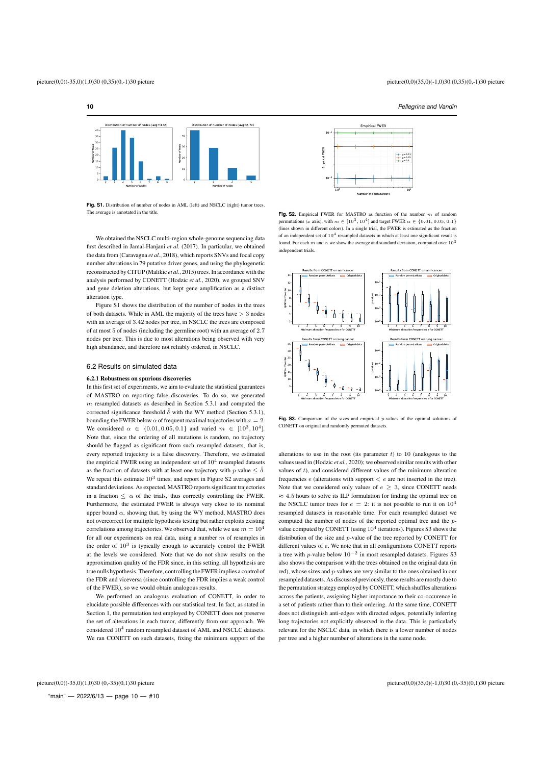**Fig. S1.** Distribution of number of nodes in AML (left) and NSCLC (right) tumor trees. The average is annotated in the title.

We obtained the NSCLC multi-region whole-genome sequencing data first described in Jamal-Hanjani *et al.* (2017). In particular, we obtained the data from (Caravagna *et al.*, 2018), which reports SNVs and focal copy number alterations in 79 putative driver genes, and using the phylogenetic reconstructed by CITUP (Malikic *et al.*, 2015) trees. In accordance with the analysis performed by CONETT (Hodzic *et al.*, 2020), we grouped SNV and gene deletion alterations, but kept gene amplification as a distinct alteration type.

Figure S1 shows the distribution of the number of nodes in the trees of both datasets. While in AML the majority of the trees have $> 3$ nodes with an average of 3.42 nodes per tree, in NSCLC the trees are composed of at most 5 of nodes (including the germline root) with an average of 2.7 nodes per tree. This is due to most alterations being observed with very high abundance, and therefore not reliably ordered, in NSCLC.

## 6.2 Results on simulated data

### 6.2.1 Robustness on spurious discoveries

In this first set of experiments, we aim to evaluate the statistical guarantees of MASTRO on reporting false discoveries. To do so, we generated $m$ resampled datasets as described in Section 5.3.1 and computed the corrected significance threshold $\hat{\delta}$ with the WY method (Section 5.3.1), bounding the FWER below $\alpha$ of frequent maximal trajectories with $\sigma = 2$. We considered $\alpha \in \{0.01, 0.05, 0.1\}$ and varied $m \in [10^3, 10^4]$. Note that, since the ordering of all mutations is random, no trajectory should be flagged as significant from such resampled datasets, that is, every reported trajectory is a false discovery. Therefore, we estimated the empirical FWER using an independent set of $10^4$ resampled datasets as the fraction of datasets with at least one trajectory with $p$-value $\leq \hat{\delta}$. We repeat this estimate $10^3$ times, and report in Figure S2 averages and standard deviations. As expected, MASTRO reports significant trajectories in a fraction $\leq \alpha$ of the trials, thus correctly controlling the FWER. Furthermore, the estimated FWER is always very close to its nominal upper bound $\alpha$, showing that, by using the WY method, MASTRO does not overcorrect for multiple hypothesis testing but rather exploits existing correlations among trajectories. We observed that, while we use $m = 10^4$ for all our experiments on real data, using a number $m$ of resamples in the order of $10^3$ is typically enough to accurately control the FWER at the levels we considered. Note that we do not show results on the approximation quality of the FDR since, in this setting, all hypothesis are true nulls hypothesis. Therefore, controlling the FWER implies a control of the FDR and viceversa (since controlling the FDR implies a weak control of the FWER), so we would obtain analogous results.

We performed an analogous evaluation of CONETT, in order to elucidate possible differences with our statistical test. In fact, as stated in Section 1, the permutation test employed by CONETT does not preserve the set of alterations in each tumor, differently from our approach. We considered $10^4$ random resampled dataset of AML and NSCLC datasets. We ran CONETT on such datasets, fixing the minimum support of the

**Fig. S2.** Empirical FWER for MASTRO as function of the number $m$ of random permutations ($x$ axis), with $m \in [10^3, 10^4]$ and target FWER $\alpha \in \{0.01, 0.05, 0.1\}$ (lines shown in different colors). In a single trial, the FWER is estimated as the fraction of an independent set of $10^4$ resampled datasets in which at least one significant result is found. For each $m$ and $\alpha$ we show the average and standard deviation, computed over $10^3$ independent trials.

**Fig. S3.** Comparison of the sizes and empirical $p$-values of the optimal solutions of CONETT on original and randomly permuted datasets.

alterations to use in the root (its parameter $t$) to 10 (analogous to the values used in (Hodzic *et al.*, 2020); we observed similar results with other values of $t$), and considered different values of the minimum alteration frequencies $e$ (alterations with support $< e$ are not inserted in the tree). Note that we considered only values of $e \geq 3$, since CONETT needs $\approx 4.5$ hours to solve its ILP formulation for finding the optimal tree on the NSCLC tumor trees for $e = 2$: it is not possible to run it on $10^4$ resampled datasets in reasonable time. For each resampled dataset we computed the number of nodes of the reported optimal tree and the $p$-value computed by CONETT (using $10^4$ iterations). Figures S3 shows the distribution of the size and $p$-value of the tree reported by CONETT for different values of $e$. We note that in all configurations CONETT reports a tree with $p$-value below $10^{-2}$ in most resampled datasets. Figures S3 also shows the comparison with the trees obtained on the original data (in red), whose sizes and $p$-values are very similar to the ones obtained in our resampled datasets. As discussed previously, these results are mostly due to the permutation strategy employed by CONETT, which shuffles alterations across the patients, assigning higher importance to their co-occurence in a set of patients rather than to their ordering. At the same time, CONETT does not distinguish anti-edges with directed edges, potentially inferring long trajectories not explicitly observed in the data. This is particularly relevant for the NSCLC data, in which there is a lower number of nodes per tree and a higher number of alterations in the same node.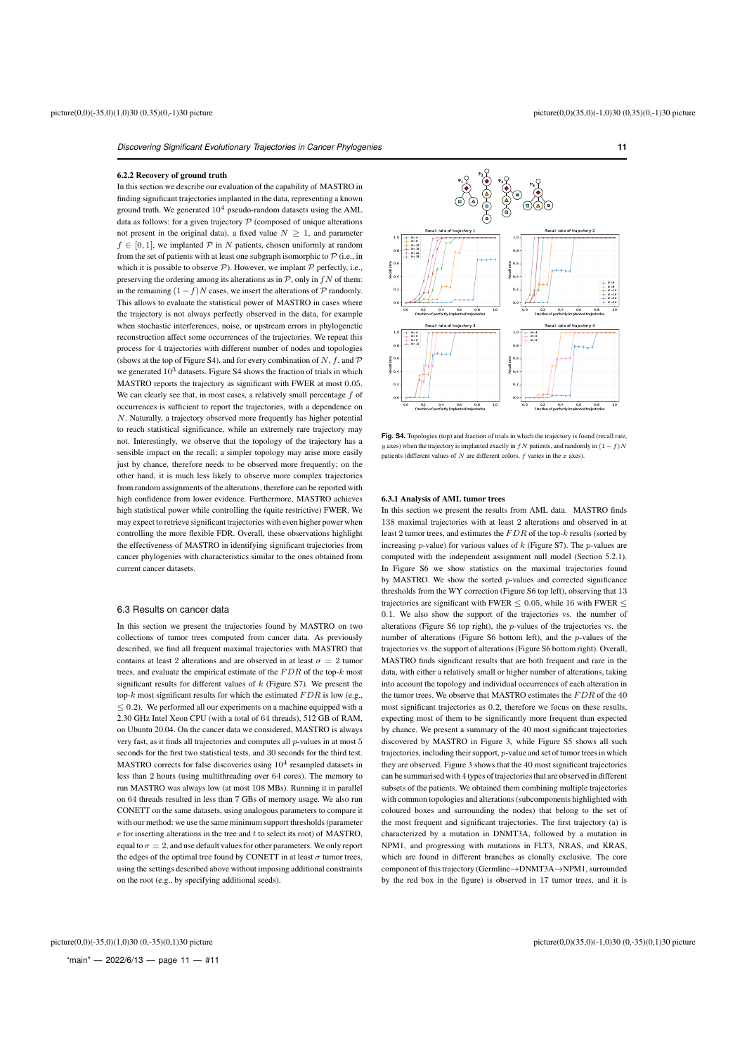### 6.2.2 Recovery of ground truth

In this section we describe our evaluation of the capability of MASTRO in finding significant trajectories implanted in the data, representing a known ground truth. We generated $10^4$ pseudo-random datasets using the AML data as follows: for a given trajectory $\mathcal{P}$ (composed of unique alterations not present in the original data), a fixed value $N \geq 1$, and parameter $f \in [0, 1]$, we implanted $\mathcal{P}$ in $N$ patients, chosen uniformly at random from the set of patients with at least one subgraph isomorphic to $\mathcal{P}$ (i.e., in which it is possible to observe $\mathcal{P}$). However, we implant $\mathcal{P}$ perfectly, i.e., preserving the ordering among its alterations as in $\mathcal{P}$, only in $fN$ of them: in the remaining $(1-f)N$ cases, we insert the alterations of $\mathcal{P}$ randomly. This allows to evaluate the statistical power of MASTRO in cases where the trajectory is not always perfectly observed in the data, for example when stochastic interferences, noise, or upstream errors in phylogenetic reconstruction affect some occurrences of the trajectories. We repeat this process for 4 trajectories with different number of nodes and topologies (shows at the top of Figure S4), and for every combination of $N$, $f$, and $\mathcal{P}$ we generated $10^3$ datasets. Figure S4 shows the fraction of trials in which MASTRO reports the trajectory as significant with FWER at most 0.05. We can clearly see that, in most cases, a relatively small percentage $f$ of occurrences is sufficient to report the trajectories, with a dependence on $N$. Naturally, a trajectory observed more frequently has higher potential to reach statistical significance, while an extremely rare trajectory may not. Interestingly, we observe that the topology of the trajectory has a sensible impact on the recall; a simpler topology may arise more easily just by chance, therefore needs to be observed more frequently; on the other hand, it is much less likely to observe more complex trajectories from random assignments of the alterations, therefore can be reported with high confidence from lower evidence. Furthermore, MASTRO achieves high statistical power while controlling the (quite restrictive) FWER. We may expect to retrieve significant trajectories with even higher power when controlling the more flexible FDR. Overall, these observations highlight the effectiveness of MASTRO in identifying significant trajectories from cancer phylogenies with characteristics similar to the ones obtained from current cancer datasets.

## 6.3 Results on cancer data

In this section we present the trajectories found by MASTRO on two collections of tumor trees computed from cancer data. As previously described, we find all frequent maximal trajectories with MASTRO that contains at least 2 alterations and are observed in at least $\sigma = 2$ tumor trees, and evaluate the empirical estimate of the $FDR$ of the top-$k$ most significant results for different values of $k$ (Figure S7). We present the top-$k$ most significant results for which the estimated $FDR$ is low (e.g., $\leq 0.2$). We performed all our experiments on a machine equipped with a 2.30 GHz Intel Xeon CPU (with a total of 64 threads), 512 GB of RAM, on Ubuntu 20.04. On the cancer data we considered, MASTRO is always very fast, as it finds all trajectories and computes all $p$-values in at most 5 seconds for the first two statistical tests, and 30 seconds for the third test. MASTRO corrects for false discoveries using $10^4$ resampled datasets in less than 2 hours (using multithreading over 64 cores). The memory to run MASTRO was always low (at most 108 MBs). Running it in parallel on 64 threads resulted in less than 7 GBs of memory usage. We also run CONETT on the same datasets, using analogous parameters to compare it with our method: we use the same minimum support thresholds (parameter $e$ for inserting alterations in the tree and $t$ to select its root) of MASTRO, equal to $\sigma = 2$, and use default values for other parameters. We only report the edges of the optimal tree found by CONETT in at least $\sigma$ tumor trees, using the settings described above without imposing additional constraints on the root (e.g., by specifying additional seeds).

**Fig. S4.** Topologies (top) and fraction of trials in which the trajectory is found (recall rate, $y$ axes) when the trajectory is implanted exactly in $fN$ patients, and randomly in $(1-f)N$ patients (different values of $N$ are different colors, $f$ varies in the $x$ axes).

### 6.3.1 Analysis of AML tumor trees

In this section we present the results from AML data. MASTRO finds 138 maximal trajectories with at least 2 alterations and observed in at least 2 tumor trees, and estimates the $FDR$ of the top-$k$ results (sorted by increasing $p$-value) for various values of $k$ (Figure S7). The $p$-values are computed with the independent assignment null model (Section 5.2.1). In Figure S6 we show statistics on the maximal trajectories found by MASTRO. We show the sorted $p$-values and corrected significance thresholds from the WY correction (Figure S6 top left), observing that 13 trajectories are significant with FWER $\leq 0.05$, while 16 with FWER $\leq 0.1$. We also show the support of the trajectories vs. the number of alterations (Figure S6 top right), the $p$-values of the trajectories vs. the number of alterations (Figure S6 bottom left), and the $p$-values of the trajectories vs. the support of alterations (Figure S6 bottom right). Overall, MASTRO finds significant results that are both frequent and rare in the data, with either a relatively small or higher number of alterations, taking into account the topology and individual occurrences of each alteration in the tumor trees. We observe that MASTRO estimates the $FDR$ of the 40 most significant trajectories as 0.2, therefore we focus on these results, expecting most of them to be significantly more frequent than expected by chance. We present a summary of the 40 most significant trajectories discovered by MASTRO in Figure 3, while Figure S5 shows all such trajectories, including their support, $p$-value and set of tumor trees in which they are observed. Figure 3 shows that the 40 most significant trajectories can be summarised with 4 types of trajectories that are observed in different subsets of the patients. We obtained them combining multiple trajectories with common topologies and alterations (subcomponents highlighted with coloured boxes and surrounding the nodes) that belong to the set of the most frequent and significant trajectories. The first trajectory (a) is characterized by a mutation in DNMT3A, followed by a mutation in NPM1, and progressing with mutations in FLT3, NRAS, and KRAS, which are found in different branches as clonally exclusive. The core component of this trajectory (Germline$\rightarrow$DNMT3A$\rightarrow$NPM1, surrounded by the red box in the figure) is observed in 17 tumor trees, and it is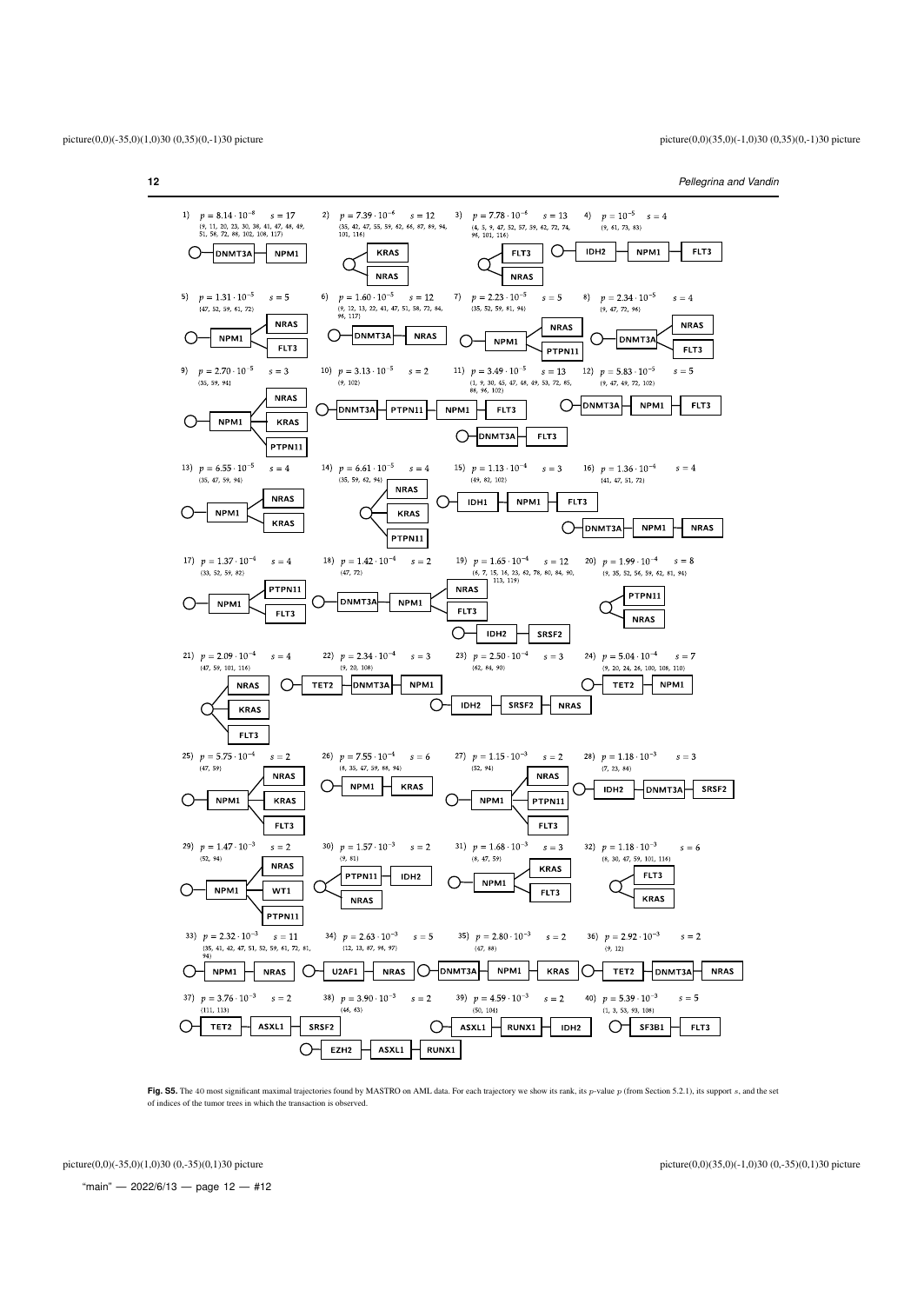**Fig. S5.** The 40 most significant maximal trajectories found by MASTRO on AML data. For each trajectory we show its rank, its $p$-value $p$ (from Section 5.2.1), its support $s$, and the set of indices of the tumor trees in which the transaction is observed.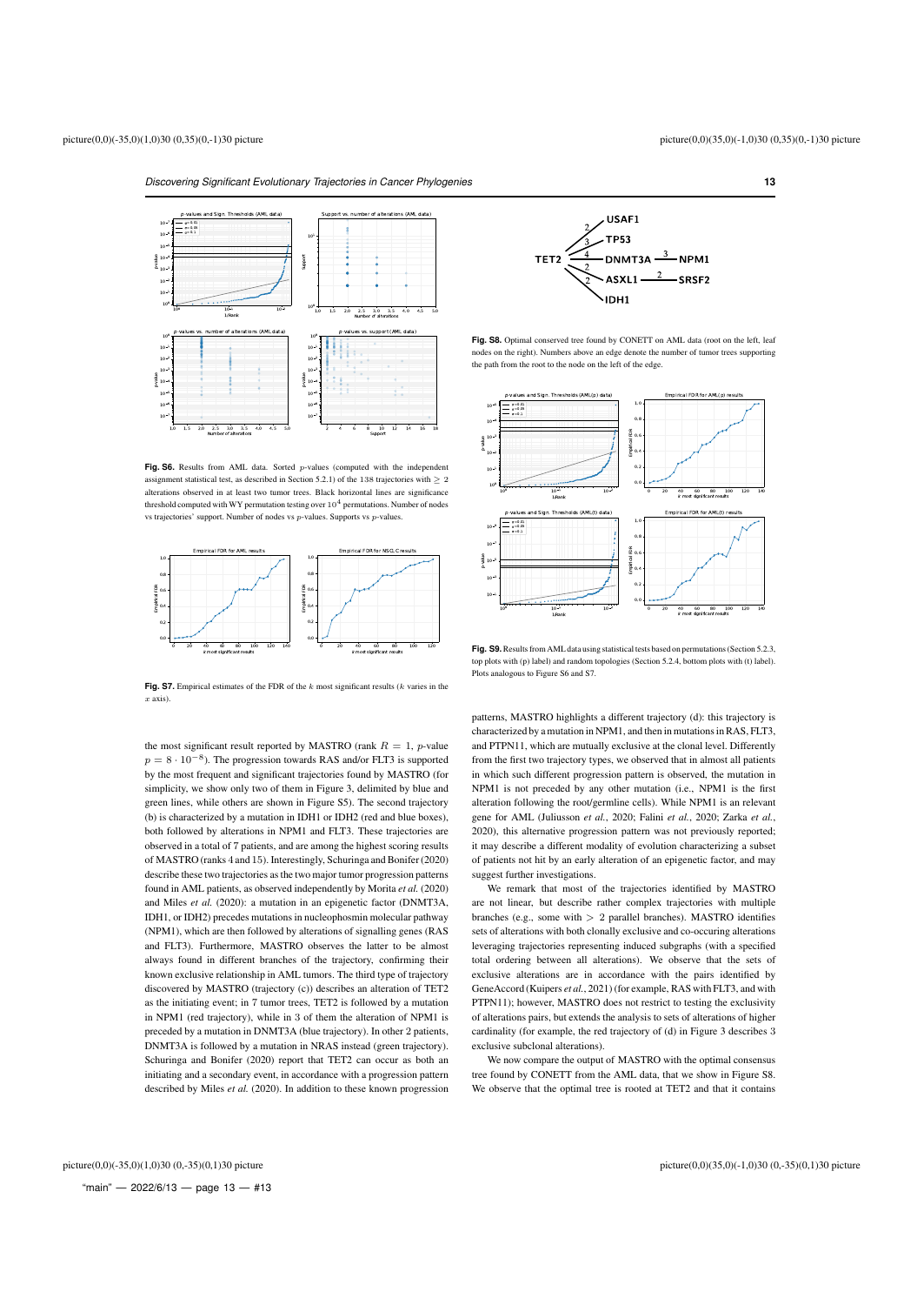**Fig. S6.** Results from AML data. Sorted $p$-values (computed with the independent assignment statistical test, as described in Section 5.2.1) of the 138 trajectories with $\geq 2$ alterations observed in at least two tumor trees. Black horizontal lines are significance threshold computed with WY permutation testing over $10^4$ permutations. Number of nodes vs trajectories' support. Number of nodes vs $p$-values. Supports vs $p$-values.

**Fig. S7.** Empirical estimates of the FDR of the $k$ most significant results ($k$ varies in the $x$ axis).

the most significant result reported by MASTRO (rank $R = 1$, $p$-value $p = 8 \cdot 10^{-8}$). The progression towards RAS and/or FLT3 is supported by the most frequent and significant trajectories found by MASTRO (for simplicity, we show only two of them in Figure 3, delimited by blue and green lines, while others are shown in Figure S5). The second trajectory (b) is characterized by a mutation in IDH1 or IDH2 (red and blue boxes), both followed by alterations in NPM1 and FLT3. These trajectories are observed in a total of 7 patients, and are among the highest scoring results of MASTRO (ranks 4 and 15). Interestingly, Schuringa and Bonifer (2020) describe these two trajectories as the two major tumor progression patterns found in AML patients, as observed independently by Morita *et al.* (2020) and Miles *et al.* (2020): a mutation in an epigenetic factor (DNMT3A, IDH1, or IDH2) precedes mutations in nucleophosmin molecular pathway (NPM1), which are then followed by alterations of signalling genes (RAS and FLT3). Furthermore, MASTRO observes the latter to be almost always found in different branches of the trajectory, confirming their known exclusive relationship in AML tumors. The third type of trajectory discovered by MASTRO (trajectory (c)) describes an alteration of TET2 as the initiating event; in 7 tumor trees, TET2 is followed by a mutation in NPM1 (red trajectory), while in 3 of them the alteration of NPM1 is preceded by a mutation in DNMT3A (blue trajectory). In other 2 patients, DNMT3A is followed by a mutation in NRAS instead (green trajectory). Schuringa and Bonifer (2020) report that TET2 can occur as both an initiating and a secondary event, in accordance with a progression pattern described by Miles *et al.* (2020). In addition to these known progression

**Fig. S8.** Optimal conserved tree found by CONETT on AML data (root on the left, leaf nodes on the right). Numbers above an edge denote the number of tumor trees supporting the path from the root to the node on the left of the edge.

**Fig. S9.** Results from AML data using statistical tests based on permutations (Section 5.2.3, top plots with (p) label) and random topologies (Section 5.2.4, bottom plots with (t) label). Plots analogous to Figure S6 and S7.

patterns, MASTRO highlights a different trajectory (d): this trajectory is characterized by a mutation in NPM1, and then in mutations in RAS, FLT3, and PTPN11, which are mutually exclusive at the clonal level. Differently from the first two trajectory types, we observed that in almost all patients in which such different progression pattern is observed, the mutation in NPM1 is not preceded by any other mutation (i.e., NPM1 is the first alteration following the root/germline cells). While NPM1 is an relevant gene for AML (Juliusson *et al.*, 2020; Falini *et al.*, 2020; Zarka *et al.*, 2020), this alternative progression pattern was not previously reported; it may describe a different modality of evolution characterizing a subset of patients not hit by an early alteration of an epigenetic factor, and may suggest further investigations.

We remark that most of the trajectories identified by MASTRO are not linear, but describe rather complex trajectories with multiple branches (e.g., some with $> 2$ parallel branches). MASTRO identifies sets of alterations with both clonally exclusive and co-occuring alterations leveraging trajectories representing induced subgraphs (with a specified total ordering between all alterations). We observe that the sets of exclusive alterations are in accordance with the pairs identified by GeneAccord (Kuipers *et al.*, 2021) (for example, RAS with FLT3, and with PTPN11); however, MASTRO does not restrict to testing the exclusivity of alterations pairs, but extends the analysis to sets of alterations of higher cardinality (for example, the red trajectory of (d) in Figure 3 describes 3 exclusive subclonal alterations).

We now compare the output of MASTRO with the optimal consensus tree found by CONETT from the AML data, that we show in Figure S8. We observe that the optimal tree is rooted at TET2 and that it contains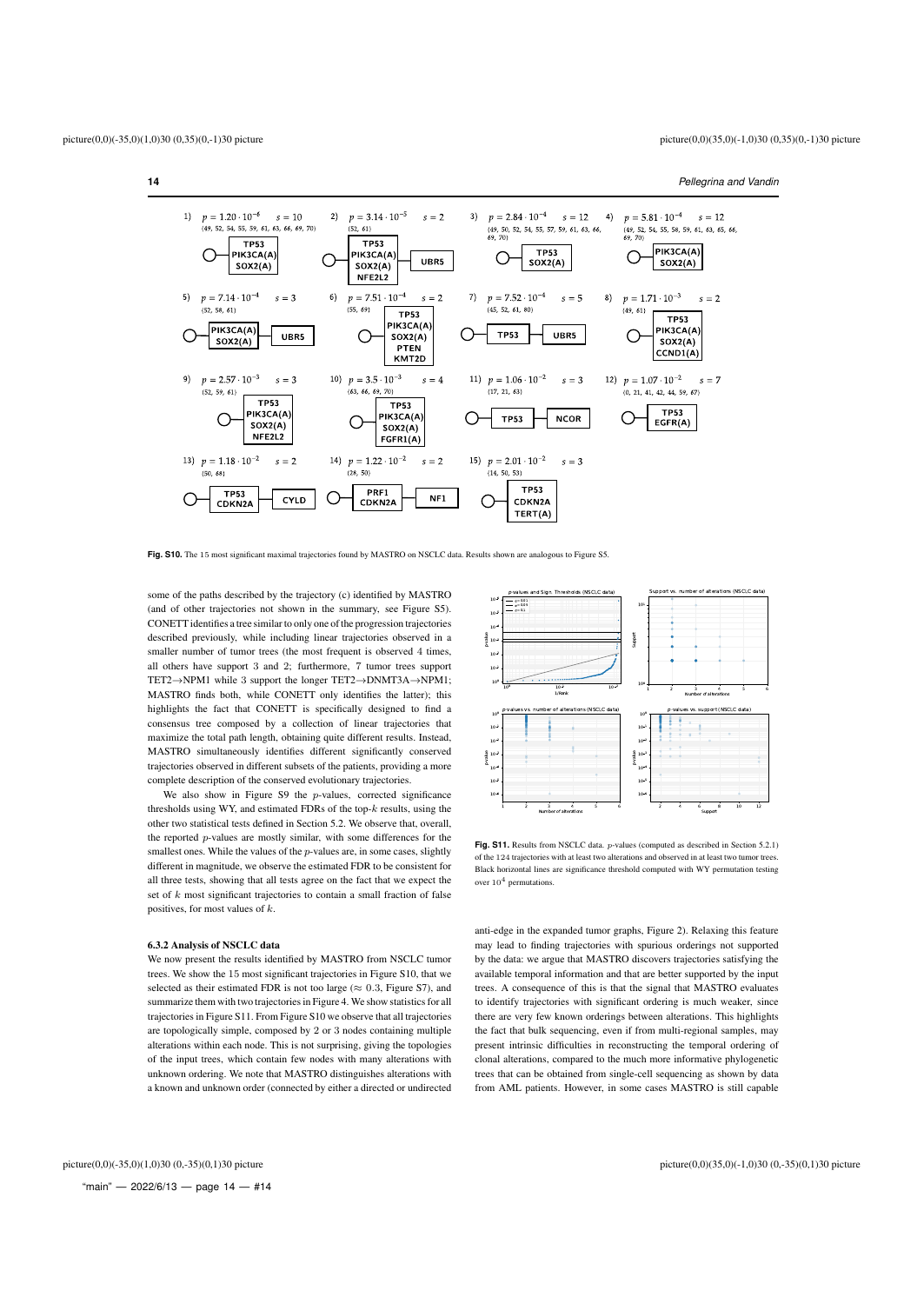1) $p = 1.20 \cdot 10^{-6}$ $s = 10$ {49, 52, 54, 55, 59, 61, 63, 66, 69, 70}

TP53 PIK3CA(A) SOX2(A)

2) $p = 3.14 \cdot 10^{-5}$ $s = 2$ {52, 61}

TP53 PIK3CA(A) SOX2(A) NFE2L2 — UBR5

3) $p = 2.84 \cdot 10^{-4}$ $s = 12$ {49, 50, 52, 54, 55, 57, 59, 61, 63, 66, 69, 70}

TP53 SOX2(A)

4) $p = 5.81 \cdot 10^{-4}$ $s = 12$ {49, 52, 54, 55, 58, 59, 61, 63, 65, 66, 69, 70}

PIK3CA(A) SOX2(A)

5) $p = 7.14 \cdot 10^{-4}$ $s = 3$ {52, 58, 61}

PIK3CA(A) SOX2(A) — UBR5

6) $p = 7.51 \cdot 10^{-4}$ $s = 2$ {55, 69}

TP53 PIK3CA(A) SOX2(A) PTEN KMT2D

7) $p = 7.52 \cdot 10^{-4}$ $s = 5$ {45, 52, 61, 80}

TP53 — UBR5

8) $p = 1.71 \cdot 10^{-3}$ $s = 2$ {49, 61}

TP53 PIK3CA(A) SOX2(A) CCND1(A)

9) $p = 2.57 \cdot 10^{-3}$ $s = 3$ {52, 59, 61}

TP53 PIK3CA(A) SOX2(A) NFE2L2

10) $p = 3.5 \cdot 10^{-3}$ $s = 4$ {63, 66, 69, 70}

TP53 PIK3CA(A) SOX2(A) FGFR1(A)

11) $p = 1.06 \cdot 10^{-2}$ $s = 3$ {17, 21, 63}

TP53 — NCOR

12) $p = 1.07 \cdot 10^{-2}$ $s = 7$ {0, 21, 41, 42, 44, 59, 67}

TP53 EGFR(A)

13) $p = 1.18 \cdot 10^{-2}$ $s = 2$ {50, 68}

TP53 CDKN2A — CYLD

14) $p = 1.22 \cdot 10^{-2}$ $s = 2$ {28, 50}

PRF1 CDKN2A — NF1

15) $p = 2.01 \cdot 10^{-2}$ $s = 3$ {14, 50, 53}

TP53 CDKN2A TERT(A)

**Fig. S10.** The 15 most significant maximal trajectories found by MASTRO on NSCLC data. Results shown are analogous to Figure S5.

some of the paths described by the trajectory (c) identified by MASTRO (and of other trajectories not shown in the summary, see Figure S5). CONETT identifies a tree similar to only one of the progression trajectories described previously, while including linear trajectories observed in a smaller number of tumor trees (the most frequent is observed 4 times, all others have support 3 and 2; furthermore, 7 tumor trees support TET2→NPM1 while 3 support the longer TET2→DNMT3A→NPM1; MASTRO finds both, while CONETT only identifies the latter); this highlights the fact that CONETT is specifically designed to find a consensus tree composed by a collection of linear trajectories that maximize the total path length, obtaining quite different results. Instead, MASTRO simultaneously identifies different significantly conserved trajectories observed in different subsets of the patients, providing a more complete description of the conserved evolutionary trajectories.

We also show in Figure S9 the $p$-values, corrected significance thresholds using WY, and estimated FDRs of the top-$k$ results, using the other two statistical tests defined in Section 5.2. We observe that, overall, the reported $p$-values are mostly similar, with some differences for the smallest ones. While the values of the $p$-values are, in some cases, slightly different in magnitude, we observe the estimated FDR to be consistent for all three tests, showing that all tests agree on the fact that we expect the set of $k$ most significant trajectories to contain a small fraction of false positives, for most values of $k$.

### 6.3.2 Analysis of NSCLC data

We now present the results identified by MASTRO from NSCLC tumor trees. We show the 15 most significant trajectories in Figure S10, that we selected as their estimated FDR is not too large ($\approx 0.3$, Figure S7), and summarize them with two trajectories in Figure 4. We show statistics for all trajectories in Figure S11. From Figure S10 we observe that all trajectories are topologically simple, composed by 2 or 3 nodes containing multiple alterations within each node. This is not surprising, giving the topologies of the input trees, which contain few nodes with many alterations with unknown ordering. We note that MASTRO distinguishes alterations with a known and unknown order (connected by either a directed or undirected anti-edge in the expanded tumor graphs, Figure 2). Relaxing this feature may lead to finding trajectories with spurious orderings not supported by the data: we argue that MASTRO discovers trajectories satisfying the available temporal information and that are better supported by the input trees. A consequence of this is that the signal that MASTRO evaluates to identify trajectories with significant ordering is much weaker, since there are very few known orderings between alterations. This highlights the fact that bulk sequencing, even if from multi-regional samples, may present intrinsic difficulties in reconstructing the temporal ordering of clonal alterations, compared to the much more informative phylogenetic trees that can be obtained from single-cell sequencing as shown by data from AML patients. However, in some cases MASTRO is still capable

**Fig. S11.** Results from NSCLC data. $p$-values (computed as described in Section 5.2.1) of the 124 trajectories with at least two alterations and observed in at least two tumor trees. Black horizontal lines are significance threshold computed with WY permutation testing over $10^4$ permutations.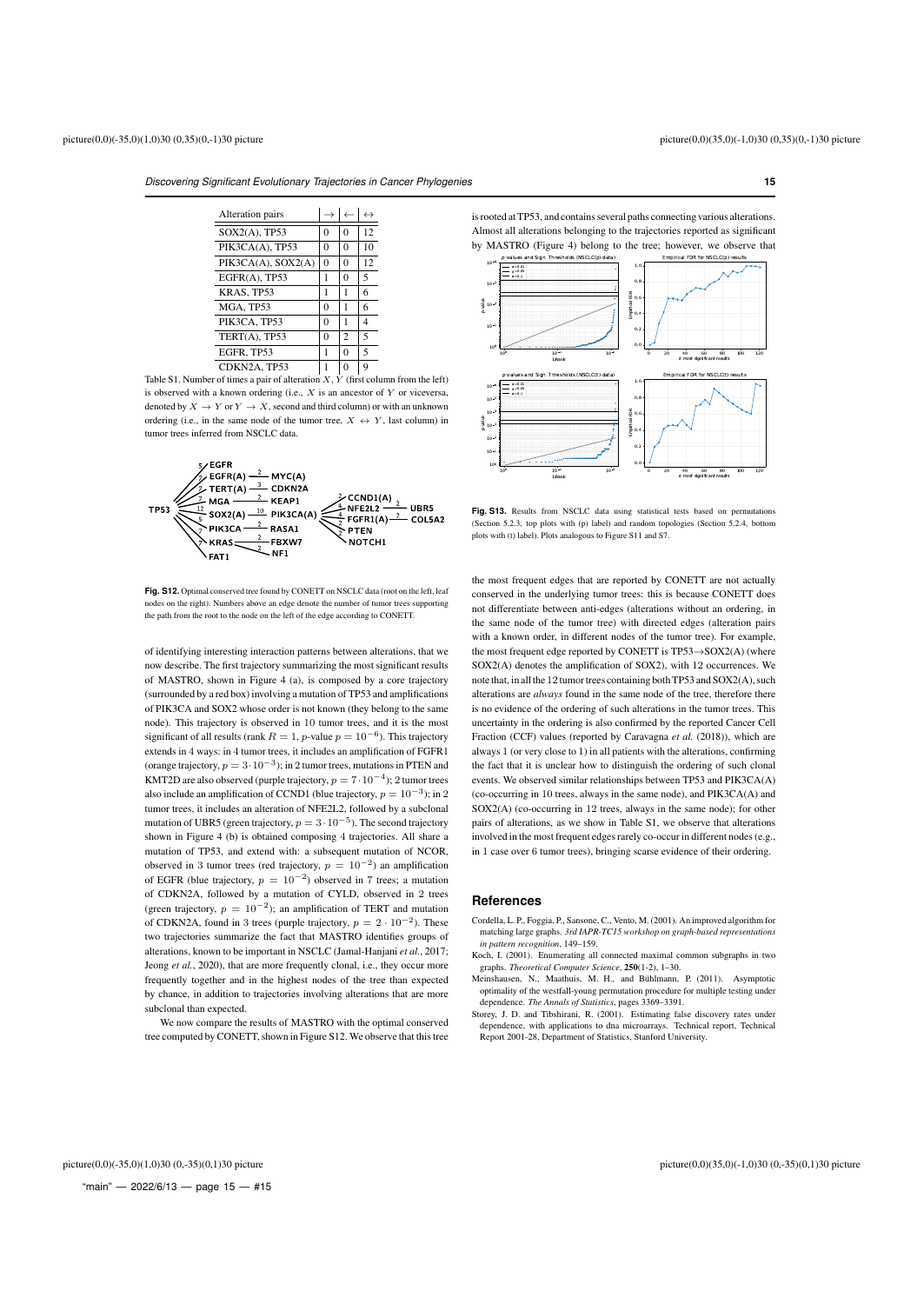| Alteration pairs | $\rightarrow$ | $\leftarrow$ | $\leftrightarrow$ |
|---|---|---|---|
| SOX2(A), TP53 | 0 | 0 | 12 |
| PIK3CA(A), TP53 | 0 | 0 | 10 |
| PIK3CA(A), SOX2(A) | 0 | 0 | 12 |
| EGFR(A), TP53 | 1 | 0 | 5 |
| KRAS, TP53 | 1 | 1 | 6 |
| MGA, TP53 | 0 | 1 | 6 |
| PIK3CA, TP53 | 0 | 1 | 4 |
| TERT(A), TP53 | 0 | 2 | 5 |
| EGFR, TP53 | 1 | 0 | 5 |
| CDKN2A, TP53 | 1 | 0 | 9 |

Table S1. Number of times a pair of alteration $X, Y$ (first column from the left) is observed with a known ordering (i.e., $X$ is an ancestor of $Y$ or viceversa, denoted by $X \rightarrow Y$ or $Y \rightarrow X$, second and third column) or with an unknown ordering (i.e., in the same node of the tumor tree, $X \leftrightarrow Y$, last column) in tumor trees inferred from NSCLC data.

TP53
5 EGFR
2 EGFR(A) 2 MYC(A)
2 TERT(A) 3 CDKN2A
7 MGA 2 KEAP1
12 SOX2(A) 10 PIK3CA(A)
5
7 PIK3CA 2 RASA1
7 KRAS 2 FBXW7
2 NF1
FAT1
2 CCND1(A)
4 NFE2L2 2 UBR5
4 FGFR1(A) 2 COL5A2
2 PTEN
2 NOTCH1

**Fig. S12.** Optimal conserved tree found by CONETT on NSCLC data (root on the left, leaf nodes on the right). Numbers above an edge denote the number of tumor trees supporting the path from the root to the node on the left of the edge according to CONETT.

of identifying interesting interaction patterns between alterations, that we now describe. The first trajectory summarizing the most significant results of MASTRO, shown in Figure 4 (a), is composed by a core trajectory (surrounded by a red box) involving a mutation of TP53 and amplifications of PIK3CA and SOX2 whose order is not known (they belong to the same node). This trajectory is observed in 10 tumor trees, and it is the most significant of all results (rank $R = 1$, $p$-value $p = 10^{-6}$). This trajectory extends in 4 ways: in 4 tumor trees, it includes an amplification of FGFR1 (orange trajectory, $p = 3 \cdot 10^{-3}$); in 2 tumor trees, mutations in PTEN and KMT2D are also observed (purple trajectory, $p = 7 \cdot 10^{-4}$); 2 tumor trees also include an amplification of CCND1 (blue trajectory, $p = 10^{-3}$); in 2 tumor trees, it includes an alteration of NFE2L2, followed by a subclonal mutation of UBR5 (green trajectory, $p = 3 \cdot 10^{-5}$). The second trajectory shown in Figure 4 (b) is obtained composing 4 trajectories. All share a mutation of TP53, and extend with: a subsequent mutation of NCOR, observed in 3 tumor trees (red trajectory, $p = 10^{-2}$) an amplification of EGFR (blue trajectory, $p = 10^{-2}$) observed in 7 trees; a mutation of CDKN2A, followed by a mutation of CYLD, observed in 2 trees (green trajectory, $p = 10^{-2}$); an amplification of TERT and mutation of CDKN2A, found in 3 trees (purple trajectory, $p = 2 \cdot 10^{-2}$). These two trajectories summarize the fact that MASTRO identifies groups of alterations, known to be important in NSCLC (Jamal-Hanjani *et al.*, 2017; Jeong *et al.*, 2020), that are more frequently clonal, i.e., they occur more frequently together and in the highest nodes of the tree than expected by chance, in addition to trajectories involving alterations that are more subclonal than expected.

We now compare the results of MASTRO with the optimal conserved tree computed by CONETT, shown in Figure S12. We observe that this tree is rooted at TP53, and contains several paths connecting various alterations. Almost all alterations belonging to the trajectories reported as significant by MASTRO (Figure 4) belong to the tree; however, we observe that

p-values and Sign. Thresholds (NSCLC(p) data)
Empirical FDR for NSCLC(p) results
p-values and Sign. Thresholds (NSCLC(t) data)
Empirical FDR for NSCLC(t) results
α=0.01
α=0.05
α=0.1
p-value
1/Rank
Empirical FDR
k most significant results

**Fig. S13.** Results from NSCLC data using statistical tests based on permutations (Section 5.2.3, top plots with (p) label) and random topologies (Section 5.2.4, bottom plots with (t) label). Plots analogous to Figure S11 and S7.

the most frequent edges that are reported by CONETT are not actually conserved in the underlying tumor trees: this is because CONETT does not differentiate between anti-edges (alterations without an ordering, in the same node of the tumor tree) with directed edges (alteration pairs with a known order, in different nodes of the tumor tree). For example, the most frequent edge reported by CONETT is TP53$\rightarrow$SOX2(A) (where SOX2(A) denotes the amplification of SOX2), with 12 occurrences. We note that, in all the 12 tumor trees containing both TP53 and SOX2(A), such alterations are *always* found in the same node of the tree, therefore there is no evidence of the ordering of such alterations in the tumor trees. This uncertainty in the ordering is also confirmed by the reported Cancer Cell Fraction (CCF) values (reported by Caravagna *et al.* (2018)), which are always 1 (or very close to 1) in all patients with the alterations, confirming the fact that it is unclear how to distinguish the ordering of such clonal events. We observed similar relationships between TP53 and PIK3CA(A) (co-occurring in 10 trees, always in the same node), and PIK3CA(A) and SOX2(A) (co-occurring in 12 trees, always in the same node); for other pairs of alterations, as we show in Table S1, we observe that alterations involved in the most frequent edges rarely co-occur in different nodes (e.g., in 1 case over 6 tumor trees), bringing scarse evidence of their ordering.

## References

Cordella, L. P., Foggia, P., Sansone, C., Vento, M. (2001). An improved algorithm for matching large graphs. *3rd IAPR-TC15 workshop on graph-based representations in pattern recognition*, 149–159.

Koch, I. (2001). Enumerating all connected maximal common subgraphs in two graphs. *Theoretical Computer Science*, **250**(1-2), 1–30.

Meinshausen, N., Maathuis, M. H., and Bühlmann, P. (2011). Asymptotic optimality of the westfall-young permutation procedure for multiple testing under dependence. *The Annals of Statistics*, pages 3369–3391.

Storey, J. D. and Tibshirani, R. (2001). Estimating false discovery rates under dependence, with applications to dna microarrays. Technical report, Technical Report 2001-28, Department of Statistics, Stanford University.